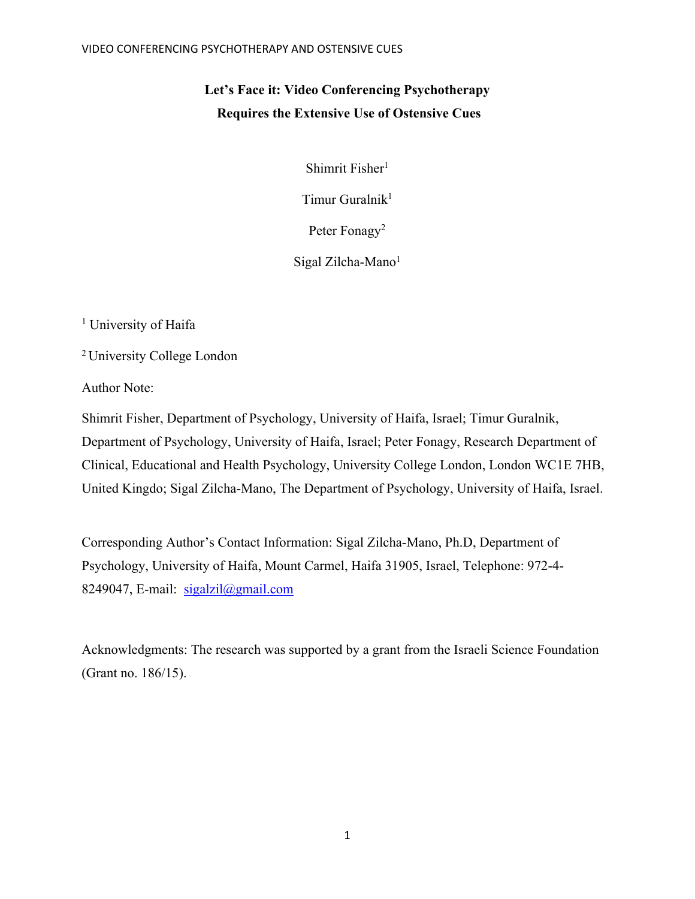# Let's Face it: Video Conferencing Psychotherapy Requires the Extensive Use of Ostensive Cues

Shimrit Fisher[1]

Timur Guralnik[1]

Peter Fonagy[2]

Sigal Zilcha-Mano[1]

[1] University of Haifa

[2] University College London

Author Note:

Shimrit Fisher, Department of Psychology, University of Haifa, Israel; Timur Guralnik, Department of Psychology, University of Haifa, Israel; Peter Fonagy, Research Department of Clinical, Educational and Health Psychology, University College London, London WC1E 7HB, United Kingdo; Sigal Zilcha-Mano, The Department of Psychology, University of Haifa, Israel.

Corresponding Author's Contact Information: Sigal Zilcha-Mano, Ph.D, Department of Psychology, University of Haifa, Mount Carmel, Haifa 31905, Israel, Telephone: 972-4-8249047, E-mail: sigalzil@gmail.com

Acknowledgments: The research was supported by a grant from the Israeli Science Foundation (Grant no. 186/15).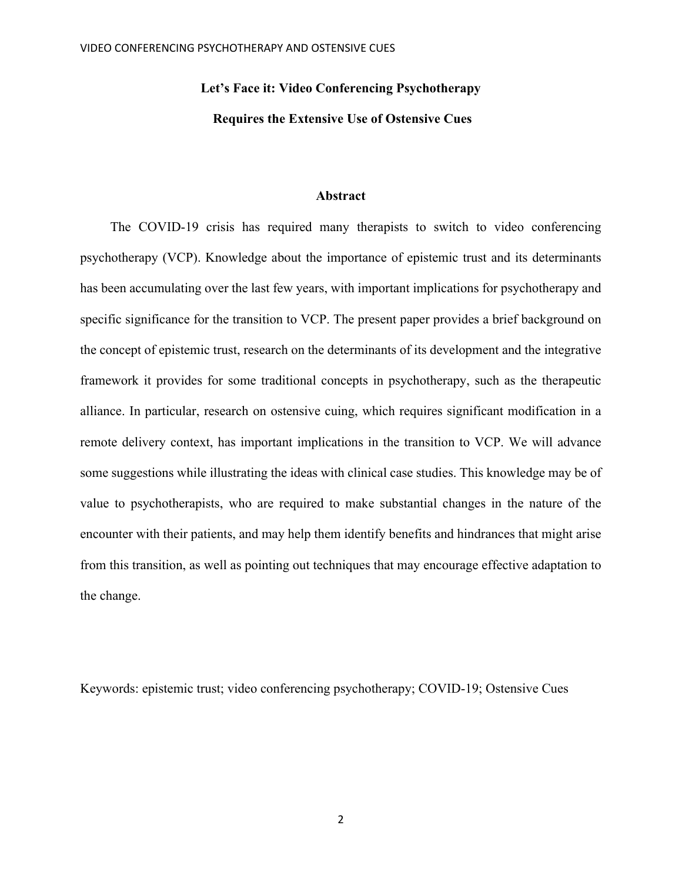# Let's Face it: Video Conferencing Psychotherapy Requires the Extensive Use of Ostensive Cues

## Abstract

The COVID-19 crisis has required many therapists to switch to video conferencing psychotherapy (VCP). Knowledge about the importance of epistemic trust and its determinants has been accumulating over the last few years, with important implications for psychotherapy and specific significance for the transition to VCP. The present paper provides a brief background on the concept of epistemic trust, research on the determinants of its development and the integrative framework it provides for some traditional concepts in psychotherapy, such as the therapeutic alliance. In particular, research on ostensive cuing, which requires significant modification in a remote delivery context, has important implications in the transition to VCP. We will advance some suggestions while illustrating the ideas with clinical case studies. This knowledge may be of value to psychotherapists, who are required to make substantial changes in the nature of the encounter with their patients, and may help them identify benefits and hindrances that might arise from this transition, as well as pointing out techniques that may encourage effective adaptation to the change.

Keywords: epistemic trust; video conferencing psychotherapy; COVID-19; Ostensive Cues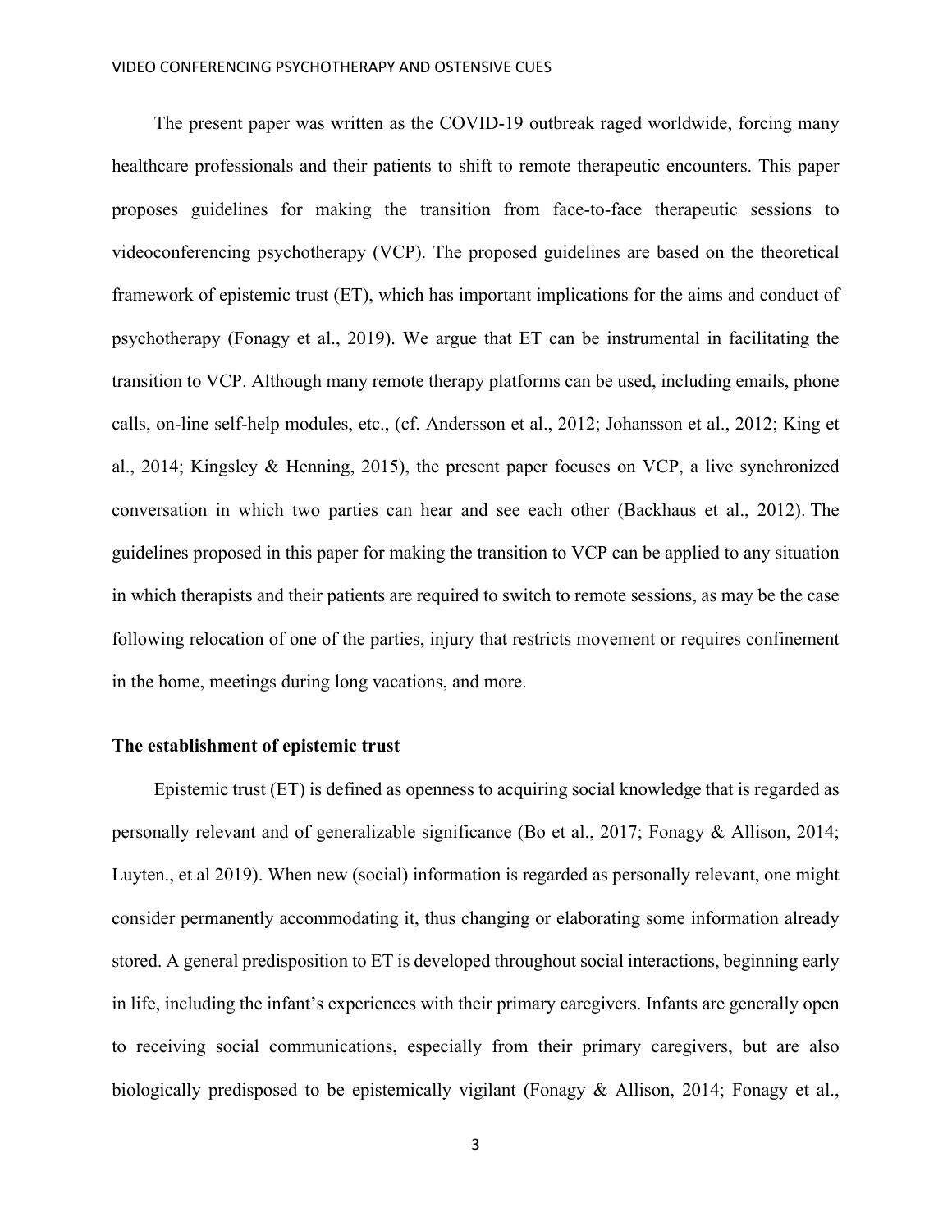The present paper was written as the COVID-19 outbreak raged worldwide, forcing many healthcare professionals and their patients to shift to remote therapeutic encounters. This paper proposes guidelines for making the transition from face-to-face therapeutic sessions to videoconferencing psychotherapy (VCP). The proposed guidelines are based on the theoretical framework of epistemic trust (ET), which has important implications for the aims and conduct of psychotherapy (Fonagy et al., 2019). We argue that ET can be instrumental in facilitating the transition to VCP. Although many remote therapy platforms can be used, including emails, phone calls, on-line self-help modules, etc., (cf. Andersson et al., 2012; Johansson et al., 2012; King et al., 2014; Kingsley & Henning, 2015), the present paper focuses on VCP, a live synchronized conversation in which two parties can hear and see each other (Backhaus et al., 2012). The guidelines proposed in this paper for making the transition to VCP can be applied to any situation in which therapists and their patients are required to switch to remote sessions, as may be the case following relocation of one of the parties, injury that restricts movement or requires confinement in the home, meetings during long vacations, and more.

## The establishment of epistemic trust

Epistemic trust (ET) is defined as openness to acquiring social knowledge that is regarded as personally relevant and of generalizable significance (Bo et al., 2017; Fonagy & Allison, 2014; Luyten., et al 2019). When new (social) information is regarded as personally relevant, one might consider permanently accommodating it, thus changing or elaborating some information already stored. A general predisposition to ET is developed throughout social interactions, beginning early in life, including the infant's experiences with their primary caregivers. Infants are generally open to receiving social communications, especially from their primary caregivers, but are also biologically predisposed to be epistemically vigilant (Fonagy & Allison, 2014; Fonagy et al.,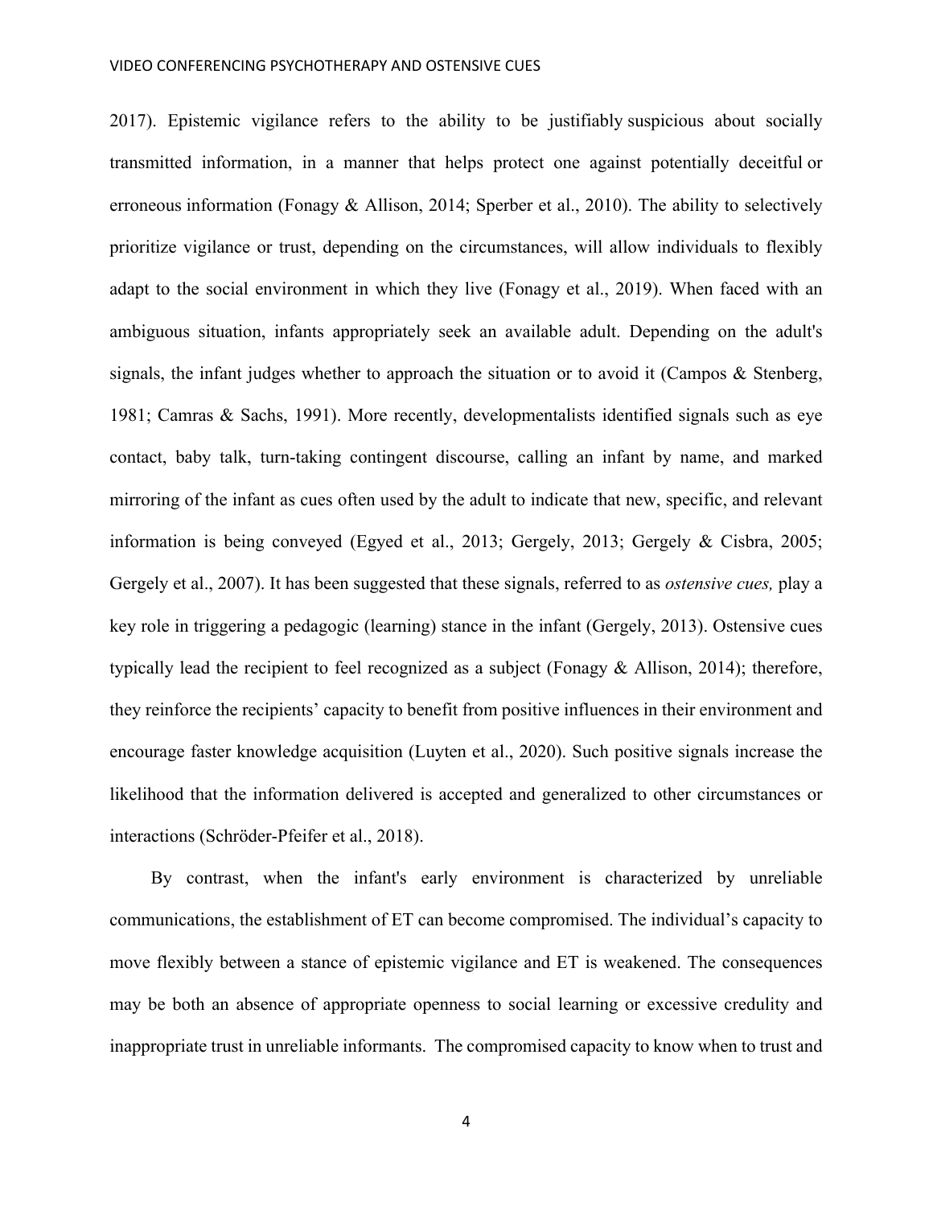2017). Epistemic vigilance refers to the ability to be justifiably suspicious about socially transmitted information, in a manner that helps protect one against potentially deceitful or erroneous information (Fonagy & Allison, 2014; Sperber et al., 2010). The ability to selectively prioritize vigilance or trust, depending on the circumstances, will allow individuals to flexibly adapt to the social environment in which they live (Fonagy et al., 2019). When faced with an ambiguous situation, infants appropriately seek an available adult. Depending on the adult's signals, the infant judges whether to approach the situation or to avoid it (Campos & Stenberg, 1981; Camras & Sachs, 1991). More recently, developmentalists identified signals such as eye contact, baby talk, turn-taking contingent discourse, calling an infant by name, and marked mirroring of the infant as cues often used by the adult to indicate that new, specific, and relevant information is being conveyed (Egyed et al., 2013; Gergely, 2013; Gergely & Cisbra, 2005; Gergely et al., 2007). It has been suggested that these signals, referred to as *ostensive cues,* play a key role in triggering a pedagogic (learning) stance in the infant (Gergely, 2013). Ostensive cues typically lead the recipient to feel recognized as a subject (Fonagy & Allison, 2014); therefore, they reinforce the recipients' capacity to benefit from positive influences in their environment and encourage faster knowledge acquisition (Luyten et al., 2020). Such positive signals increase the likelihood that the information delivered is accepted and generalized to other circumstances or interactions (Schröder-Pfeifer et al., 2018).

By contrast, when the infant's early environment is characterized by unreliable communications, the establishment of ET can become compromised. The individual's capacity to move flexibly between a stance of epistemic vigilance and ET is weakened. The consequences may be both an absence of appropriate openness to social learning or excessive credulity and inappropriate trust in unreliable informants. The compromised capacity to know when to trust and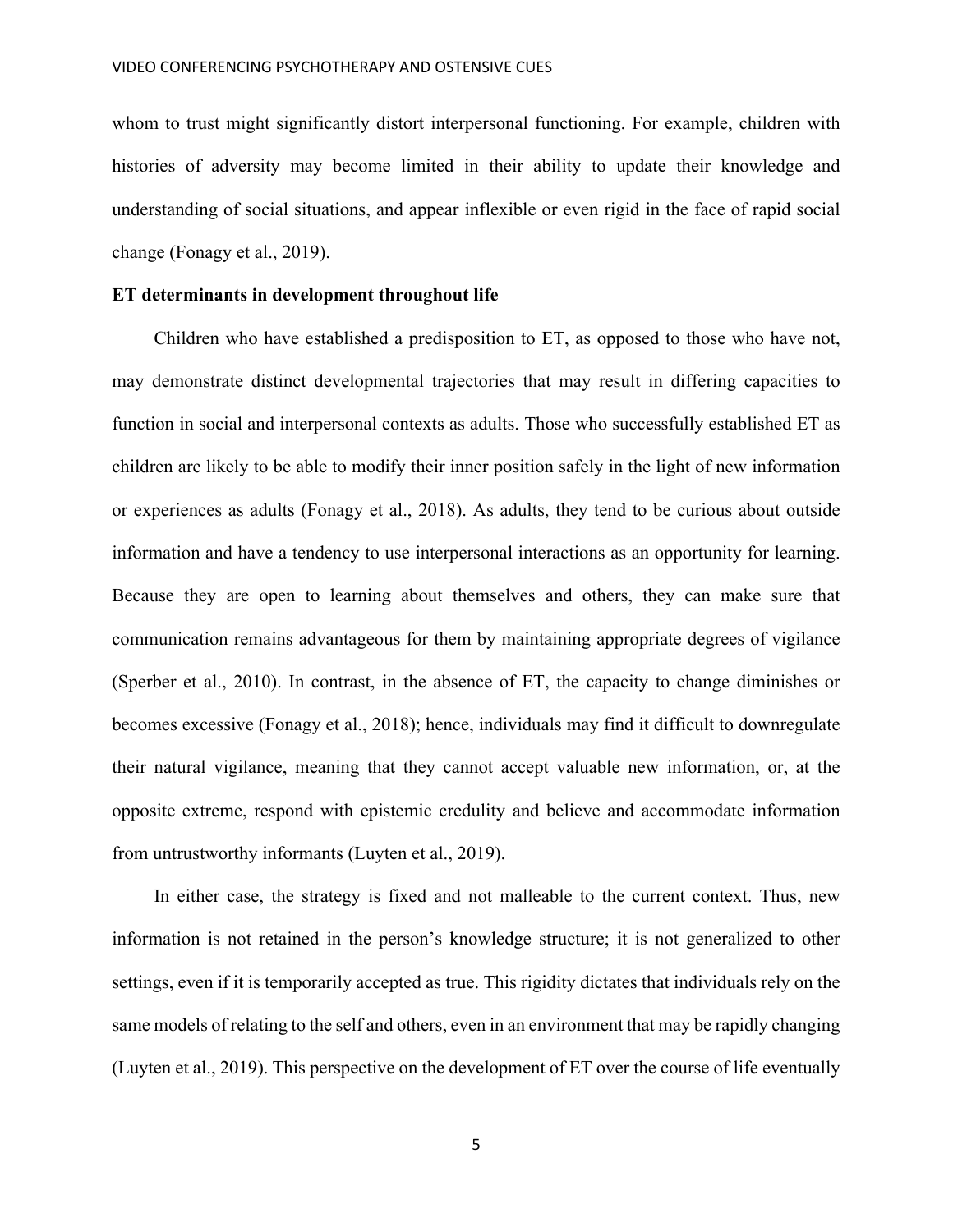whom to trust might significantly distort interpersonal functioning. For example, children with histories of adversity may become limited in their ability to update their knowledge and understanding of social situations, and appear inflexible or even rigid in the face of rapid social change (Fonagy et al., 2019).

**ET determinants in development throughout life**

Children who have established a predisposition to ET, as opposed to those who have not, may demonstrate distinct developmental trajectories that may result in differing capacities to function in social and interpersonal contexts as adults. Those who successfully established ET as children are likely to be able to modify their inner position safely in the light of new information or experiences as adults (Fonagy et al., 2018). As adults, they tend to be curious about outside information and have a tendency to use interpersonal interactions as an opportunity for learning. Because they are open to learning about themselves and others, they can make sure that communication remains advantageous for them by maintaining appropriate degrees of vigilance (Sperber et al., 2010). In contrast, in the absence of ET, the capacity to change diminishes or becomes excessive (Fonagy et al., 2018); hence, individuals may find it difficult to downregulate their natural vigilance, meaning that they cannot accept valuable new information, or, at the opposite extreme, respond with epistemic credulity and believe and accommodate information from untrustworthy informants (Luyten et al., 2019).

In either case, the strategy is fixed and not malleable to the current context. Thus, new information is not retained in the person's knowledge structure; it is not generalized to other settings, even if it is temporarily accepted as true. This rigidity dictates that individuals rely on the same models of relating to the self and others, even in an environment that may be rapidly changing (Luyten et al., 2019). This perspective on the development of ET over the course of life eventually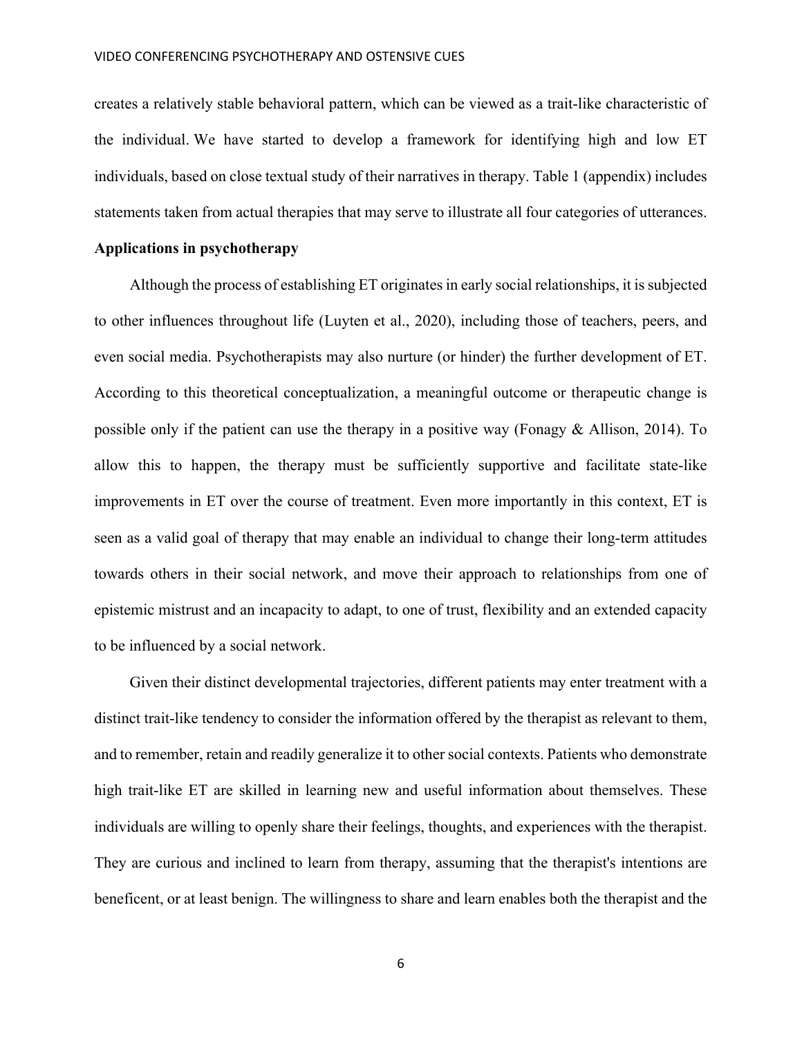creates a relatively stable behavioral pattern, which can be viewed as a trait-like characteristic of the individual. We have started to develop a framework for identifying high and low ET individuals, based on close textual study of their narratives in therapy. Table 1 (appendix) includes statements taken from actual therapies that may serve to illustrate all four categories of utterances.

**Applications in psychotherapy**

Although the process of establishing ET originates in early social relationships, it is subjected to other influences throughout life (Luyten et al., 2020), including those of teachers, peers, and even social media. Psychotherapists may also nurture (or hinder) the further development of ET. According to this theoretical conceptualization, a meaningful outcome or therapeutic change is possible only if the patient can use the therapy in a positive way (Fonagy & Allison, 2014). To allow this to happen, the therapy must be sufficiently supportive and facilitate state-like improvements in ET over the course of treatment. Even more importantly in this context, ET is seen as a valid goal of therapy that may enable an individual to change their long-term attitudes towards others in their social network, and move their approach to relationships from one of epistemic mistrust and an incapacity to adapt, to one of trust, flexibility and an extended capacity to be influenced by a social network.

Given their distinct developmental trajectories, different patients may enter treatment with a distinct trait-like tendency to consider the information offered by the therapist as relevant to them, and to remember, retain and readily generalize it to other social contexts. Patients who demonstrate high trait-like ET are skilled in learning new and useful information about themselves. These individuals are willing to openly share their feelings, thoughts, and experiences with the therapist. They are curious and inclined to learn from therapy, assuming that the therapist's intentions are beneficent, or at least benign. The willingness to share and learn enables both the therapist and the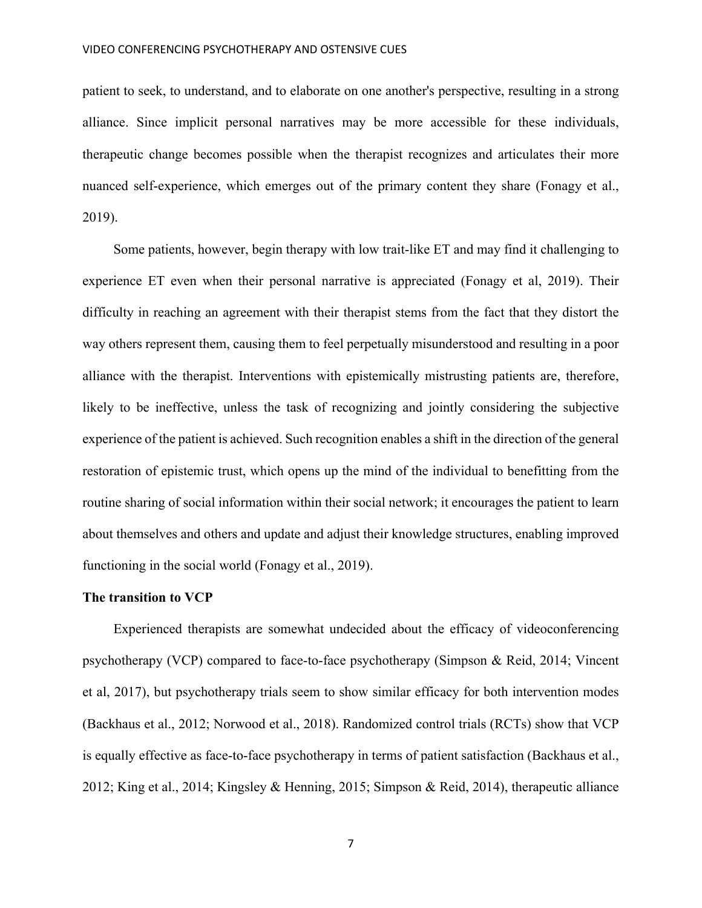patient to seek, to understand, and to elaborate on one another's perspective, resulting in a strong alliance. Since implicit personal narratives may be more accessible for these individuals, therapeutic change becomes possible when the therapist recognizes and articulates their more nuanced self-experience, which emerges out of the primary content they share (Fonagy et al., 2019).

Some patients, however, begin therapy with low trait-like ET and may find it challenging to experience ET even when their personal narrative is appreciated (Fonagy et al, 2019). Their difficulty in reaching an agreement with their therapist stems from the fact that they distort the way others represent them, causing them to feel perpetually misunderstood and resulting in a poor alliance with the therapist. Interventions with epistemically mistrusting patients are, therefore, likely to be ineffective, unless the task of recognizing and jointly considering the subjective experience of the patient is achieved. Such recognition enables a shift in the direction of the general restoration of epistemic trust, which opens up the mind of the individual to benefitting from the routine sharing of social information within their social network; it encourages the patient to learn about themselves and others and update and adjust their knowledge structures, enabling improved functioning in the social world (Fonagy et al., 2019).

**The transition to VCP**

Experienced therapists are somewhat undecided about the efficacy of videoconferencing psychotherapy (VCP) compared to face-to-face psychotherapy (Simpson & Reid, 2014; Vincent et al, 2017), but psychotherapy trials seem to show similar efficacy for both intervention modes (Backhaus et al., 2012; Norwood et al., 2018). Randomized control trials (RCTs) show that VCP is equally effective as face-to-face psychotherapy in terms of patient satisfaction (Backhaus et al., 2012; King et al., 2014; Kingsley & Henning, 2015; Simpson & Reid, 2014), therapeutic alliance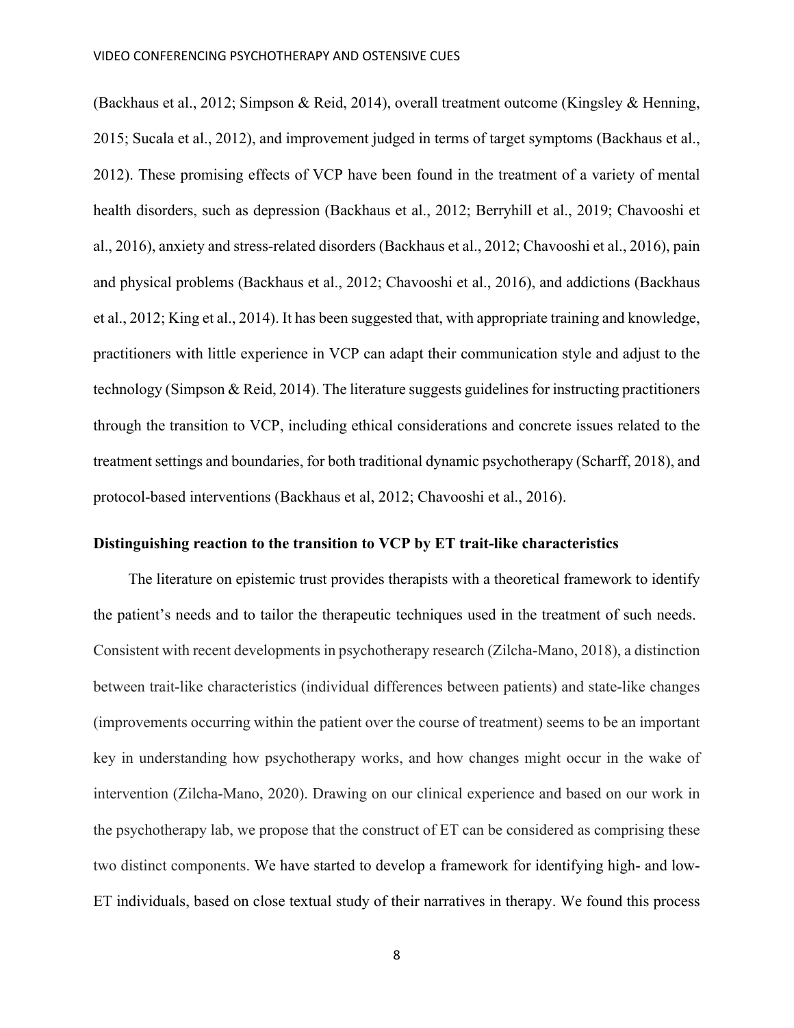(Backhaus et al., 2012; Simpson & Reid, 2014), overall treatment outcome (Kingsley & Henning, 2015; Sucala et al., 2012), and improvement judged in terms of target symptoms (Backhaus et al., 2012). These promising effects of VCP have been found in the treatment of a variety of mental health disorders, such as depression (Backhaus et al., 2012; Berryhill et al., 2019; Chavooshi et al., 2016), anxiety and stress-related disorders (Backhaus et al., 2012; Chavooshi et al., 2016), pain and physical problems (Backhaus et al., 2012; Chavooshi et al., 2016), and addictions (Backhaus et al., 2012; King et al., 2014). It has been suggested that, with appropriate training and knowledge, practitioners with little experience in VCP can adapt their communication style and adjust to the technology (Simpson & Reid, 2014). The literature suggests guidelines for instructing practitioners through the transition to VCP, including ethical considerations and concrete issues related to the treatment settings and boundaries, for both traditional dynamic psychotherapy (Scharff, 2018), and protocol-based interventions (Backhaus et al, 2012; Chavooshi et al., 2016).

**Distinguishing reaction to the transition to VCP by ET trait-like characteristics**

The literature on epistemic trust provides therapists with a theoretical framework to identify the patient's needs and to tailor the therapeutic techniques used in the treatment of such needs. Consistent with recent developments in psychotherapy research (Zilcha-Mano, 2018), a distinction between trait-like characteristics (individual differences between patients) and state-like changes (improvements occurring within the patient over the course of treatment) seems to be an important key in understanding how psychotherapy works, and how changes might occur in the wake of intervention (Zilcha-Mano, 2020). Drawing on our clinical experience and based on our work in the psychotherapy lab, we propose that the construct of ET can be considered as comprising these two distinct components. We have started to develop a framework for identifying high- and low-ET individuals, based on close textual study of their narratives in therapy. We found this process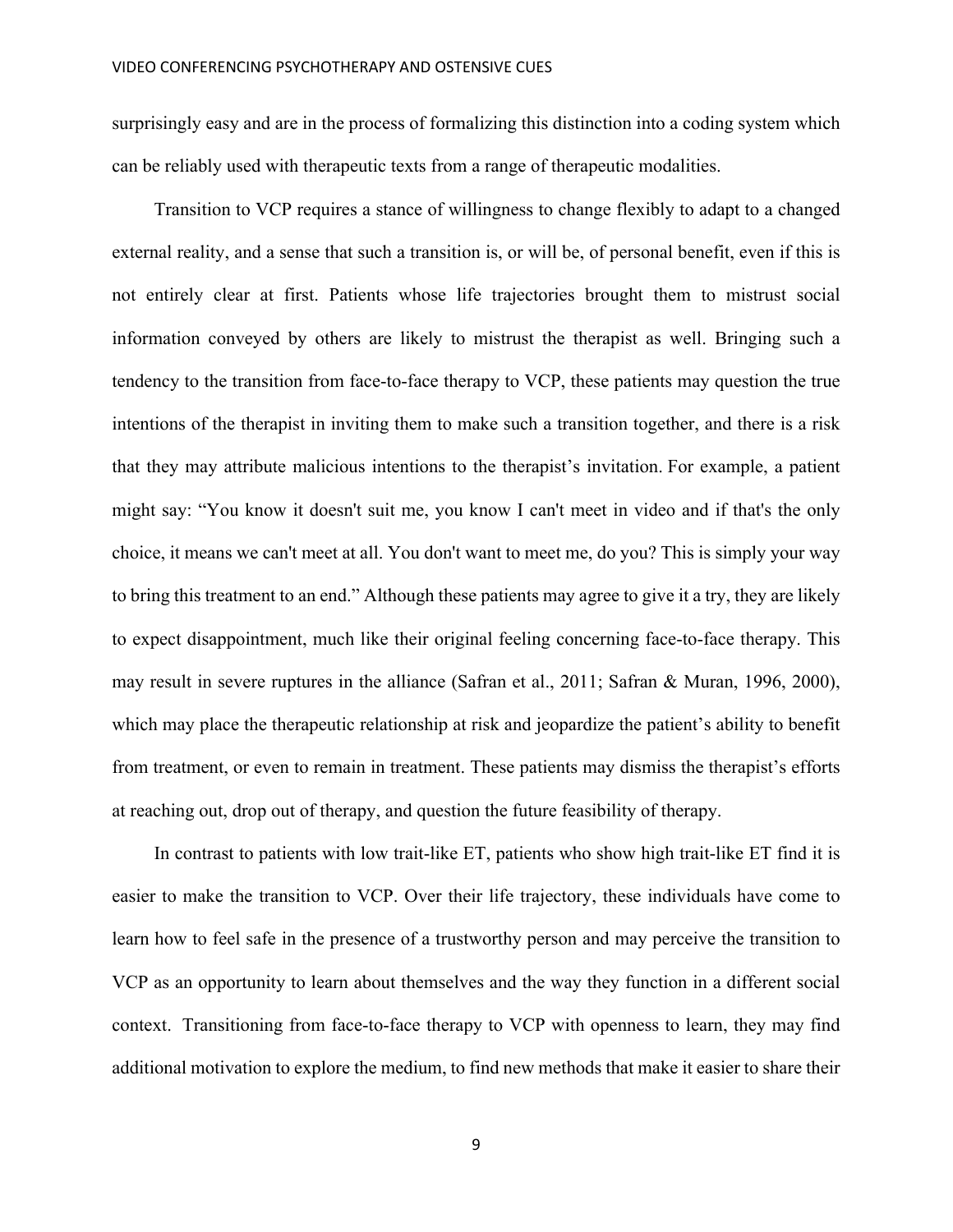surprisingly easy and are in the process of formalizing this distinction into a coding system which can be reliably used with therapeutic texts from a range of therapeutic modalities.

Transition to VCP requires a stance of willingness to change flexibly to adapt to a changed external reality, and a sense that such a transition is, or will be, of personal benefit, even if this is not entirely clear at first. Patients whose life trajectories brought them to mistrust social information conveyed by others are likely to mistrust the therapist as well. Bringing such a tendency to the transition from face-to-face therapy to VCP, these patients may question the true intentions of the therapist in inviting them to make such a transition together, and there is a risk that they may attribute malicious intentions to the therapist's invitation. For example, a patient might say: "You know it doesn't suit me, you know I can't meet in video and if that's the only choice, it means we can't meet at all. You don't want to meet me, do you? This is simply your way to bring this treatment to an end." Although these patients may agree to give it a try, they are likely to expect disappointment, much like their original feeling concerning face-to-face therapy. This may result in severe ruptures in the alliance (Safran et al., 2011; Safran & Muran, 1996, 2000), which may place the therapeutic relationship at risk and jeopardize the patient's ability to benefit from treatment, or even to remain in treatment. These patients may dismiss the therapist's efforts at reaching out, drop out of therapy, and question the future feasibility of therapy.

In contrast to patients with low trait-like ET, patients who show high trait-like ET find it is easier to make the transition to VCP. Over their life trajectory, these individuals have come to learn how to feel safe in the presence of a trustworthy person and may perceive the transition to VCP as an opportunity to learn about themselves and the way they function in a different social context. Transitioning from face-to-face therapy to VCP with openness to learn, they may find additional motivation to explore the medium, to find new methods that make it easier to share their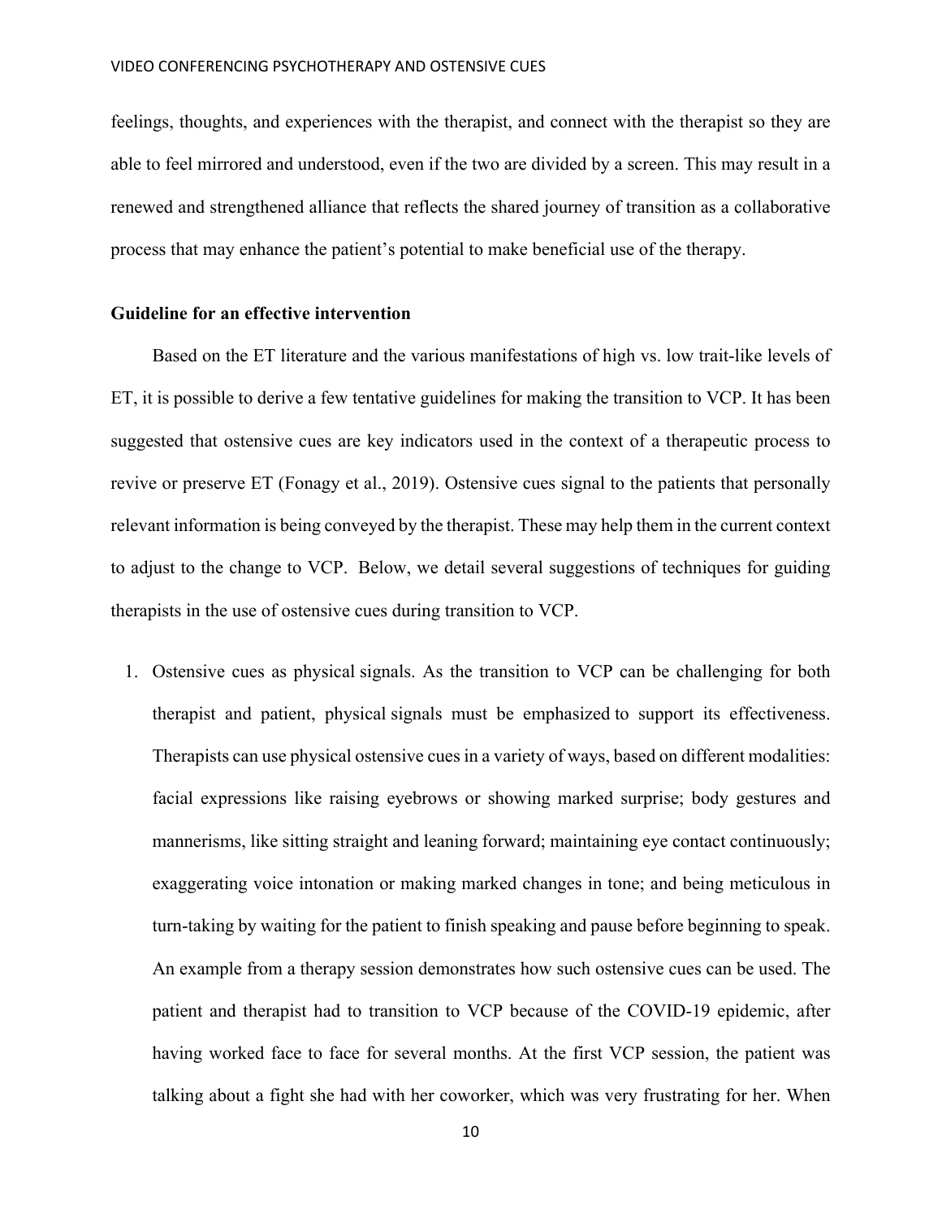feelings, thoughts, and experiences with the therapist, and connect with the therapist so they are able to feel mirrored and understood, even if the two are divided by a screen. This may result in a renewed and strengthened alliance that reflects the shared journey of transition as a collaborative process that may enhance the patient's potential to make beneficial use of the therapy.

## Guideline for an effective intervention

Based on the ET literature and the various manifestations of high vs. low trait-like levels of ET, it is possible to derive a few tentative guidelines for making the transition to VCP. It has been suggested that ostensive cues are key indicators used in the context of a therapeutic process to revive or preserve ET (Fonagy et al., 2019). Ostensive cues signal to the patients that personally relevant information is being conveyed by the therapist. These may help them in the current context to adjust to the change to VCP. Below, we detail several suggestions of techniques for guiding therapists in the use of ostensive cues during transition to VCP.

1. Ostensive cues as physical signals. As the transition to VCP can be challenging for both therapist and patient, physical signals must be emphasized to support its effectiveness. Therapists can use physical ostensive cues in a variety of ways, based on different modalities: facial expressions like raising eyebrows or showing marked surprise; body gestures and mannerisms, like sitting straight and leaning forward; maintaining eye contact continuously; exaggerating voice intonation or making marked changes in tone; and being meticulous in turn-taking by waiting for the patient to finish speaking and pause before beginning to speak. An example from a therapy session demonstrates how such ostensive cues can be used. The patient and therapist had to transition to VCP because of the COVID-19 epidemic, after having worked face to face for several months. At the first VCP session, the patient was talking about a fight she had with her coworker, which was very frustrating for her. When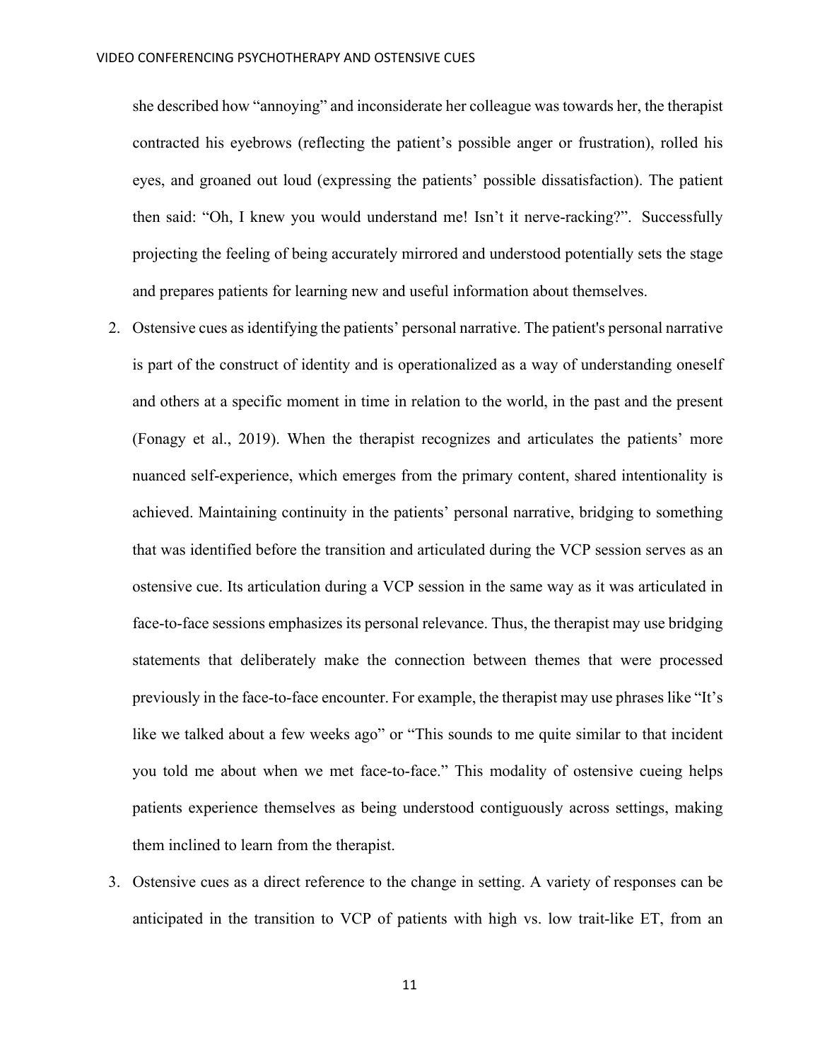she described how "annoying" and inconsiderate her colleague was towards her, the therapist contracted his eyebrows (reflecting the patient's possible anger or frustration), rolled his eyes, and groaned out loud (expressing the patients' possible dissatisfaction). The patient then said: "Oh, I knew you would understand me! Isn't it nerve-racking?". Successfully projecting the feeling of being accurately mirrored and understood potentially sets the stage and prepares patients for learning new and useful information about themselves.

2. Ostensive cues as identifying the patients' personal narrative. The patient's personal narrative is part of the construct of identity and is operationalized as a way of understanding oneself and others at a specific moment in time in relation to the world, in the past and the present (Fonagy et al., 2019). When the therapist recognizes and articulates the patients' more nuanced self-experience, which emerges from the primary content, shared intentionality is achieved. Maintaining continuity in the patients' personal narrative, bridging to something that was identified before the transition and articulated during the VCP session serves as an ostensive cue. Its articulation during a VCP session in the same way as it was articulated in face-to-face sessions emphasizes its personal relevance. Thus, the therapist may use bridging statements that deliberately make the connection between themes that were processed previously in the face-to-face encounter. For example, the therapist may use phrases like "It's like we talked about a few weeks ago" or "This sounds to me quite similar to that incident you told me about when we met face-to-face." This modality of ostensive cueing helps patients experience themselves as being understood contiguously across settings, making them inclined to learn from the therapist.

3. Ostensive cues as a direct reference to the change in setting. A variety of responses can be anticipated in the transition to VCP of patients with high vs. low trait-like ET, from an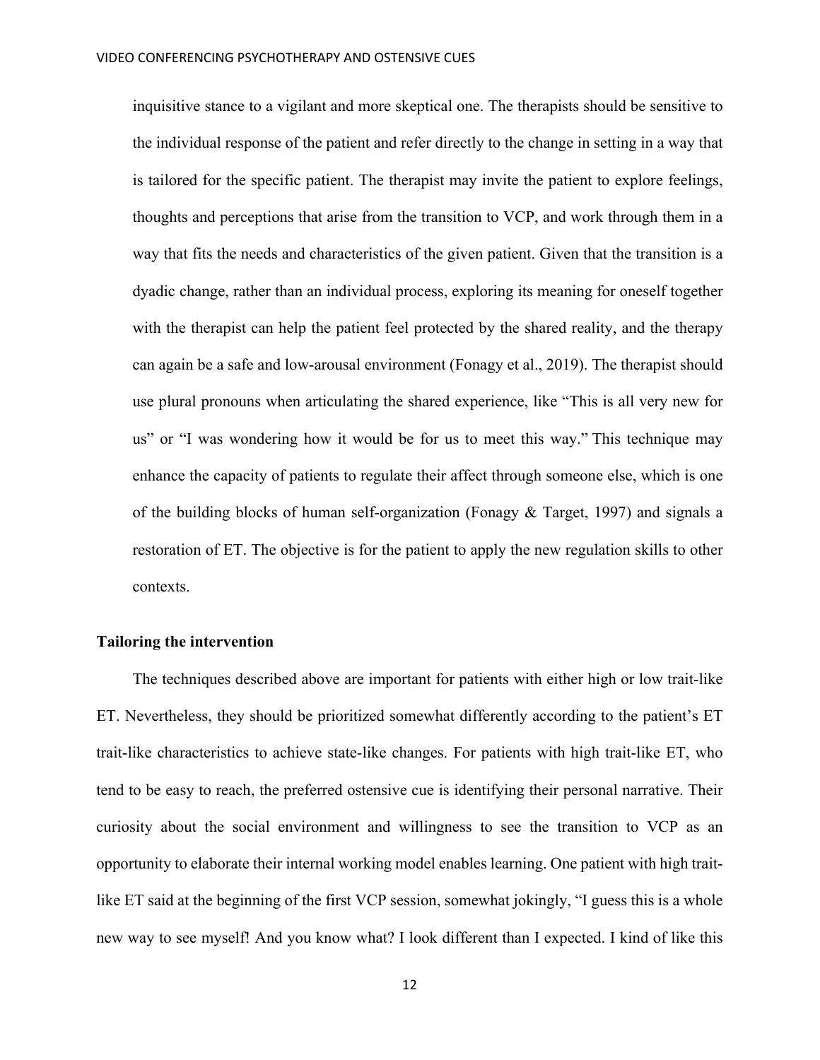inquisitive stance to a vigilant and more skeptical one. The therapists should be sensitive to the individual response of the patient and refer directly to the change in setting in a way that is tailored for the specific patient. The therapist may invite the patient to explore feelings, thoughts and perceptions that arise from the transition to VCP, and work through them in a way that fits the needs and characteristics of the given patient. Given that the transition is a dyadic change, rather than an individual process, exploring its meaning for oneself together with the therapist can help the patient feel protected by the shared reality, and the therapy can again be a safe and low-arousal environment (Fonagy et al., 2019). The therapist should use plural pronouns when articulating the shared experience, like "This is all very new for us" or "I was wondering how it would be for us to meet this way." This technique may enhance the capacity of patients to regulate their affect through someone else, which is one of the building blocks of human self-organization (Fonagy & Target, 1997) and signals a restoration of ET. The objective is for the patient to apply the new regulation skills to other contexts.

## Tailoring the intervention

The techniques described above are important for patients with either high or low trait-like ET. Nevertheless, they should be prioritized somewhat differently according to the patient's ET trait-like characteristics to achieve state-like changes. For patients with high trait-like ET, who tend to be easy to reach, the preferred ostensive cue is identifying their personal narrative. Their curiosity about the social environment and willingness to see the transition to VCP as an opportunity to elaborate their internal working model enables learning. One patient with high trait-like ET said at the beginning of the first VCP session, somewhat jokingly, "I guess this is a whole new way to see myself! And you know what? I look different than I expected. I kind of like this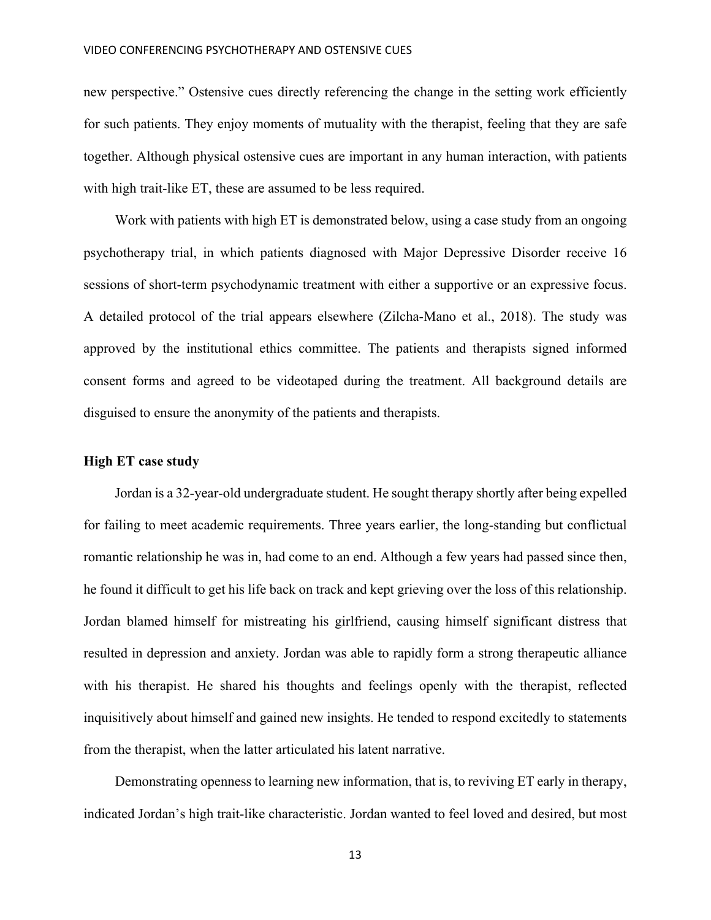new perspective." Ostensive cues directly referencing the change in the setting work efficiently for such patients. They enjoy moments of mutuality with the therapist, feeling that they are safe together. Although physical ostensive cues are important in any human interaction, with patients with high trait-like ET, these are assumed to be less required.

Work with patients with high ET is demonstrated below, using a case study from an ongoing psychotherapy trial, in which patients diagnosed with Major Depressive Disorder receive 16 sessions of short-term psychodynamic treatment with either a supportive or an expressive focus. A detailed protocol of the trial appears elsewhere (Zilcha-Mano et al., 2018). The study was approved by the institutional ethics committee. The patients and therapists signed informed consent forms and agreed to be videotaped during the treatment. All background details are disguised to ensure the anonymity of the patients and therapists.

**High ET case study**

Jordan is a 32-year-old undergraduate student. He sought therapy shortly after being expelled for failing to meet academic requirements. Three years earlier, the long-standing but conflictual romantic relationship he was in, had come to an end. Although a few years had passed since then, he found it difficult to get his life back on track and kept grieving over the loss of this relationship. Jordan blamed himself for mistreating his girlfriend, causing himself significant distress that resulted in depression and anxiety. Jordan was able to rapidly form a strong therapeutic alliance with his therapist. He shared his thoughts and feelings openly with the therapist, reflected inquisitively about himself and gained new insights. He tended to respond excitedly to statements from the therapist, when the latter articulated his latent narrative.

Demonstrating openness to learning new information, that is, to reviving ET early in therapy, indicated Jordan's high trait-like characteristic. Jordan wanted to feel loved and desired, but most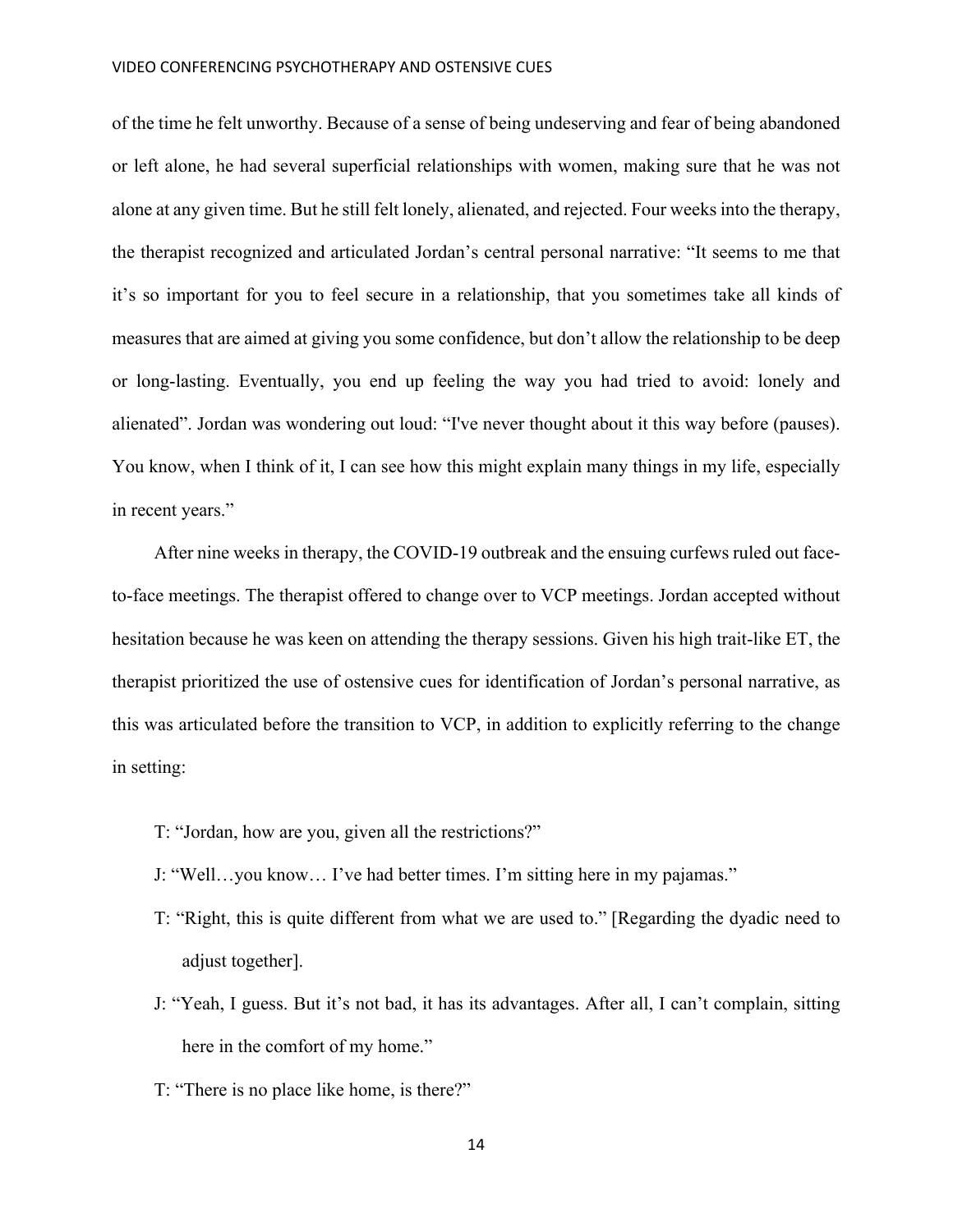of the time he felt unworthy. Because of a sense of being undeserving and fear of being abandoned or left alone, he had several superficial relationships with women, making sure that he was not alone at any given time. But he still felt lonely, alienated, and rejected. Four weeks into the therapy, the therapist recognized and articulated Jordan's central personal narrative: "It seems to me that it's so important for you to feel secure in a relationship, that you sometimes take all kinds of measures that are aimed at giving you some confidence, but don't allow the relationship to be deep or long-lasting. Eventually, you end up feeling the way you had tried to avoid: lonely and alienated". Jordan was wondering out loud: "I've never thought about it this way before (pauses). You know, when I think of it, I can see how this might explain many things in my life, especially in recent years."

After nine weeks in therapy, the COVID-19 outbreak and the ensuing curfews ruled out face-to-face meetings. The therapist offered to change over to VCP meetings. Jordan accepted without hesitation because he was keen on attending the therapy sessions. Given his high trait-like ET, the therapist prioritized the use of ostensive cues for identification of Jordan's personal narrative, as this was articulated before the transition to VCP, in addition to explicitly referring to the change in setting:

T: "Jordan, how are you, given all the restrictions?"

J: "Well…you know… I've had better times. I'm sitting here in my pajamas."

T: "Right, this is quite different from what we are used to." [Regarding the dyadic need to adjust together].

J: "Yeah, I guess. But it's not bad, it has its advantages. After all, I can't complain, sitting here in the comfort of my home."

T: "There is no place like home, is there?"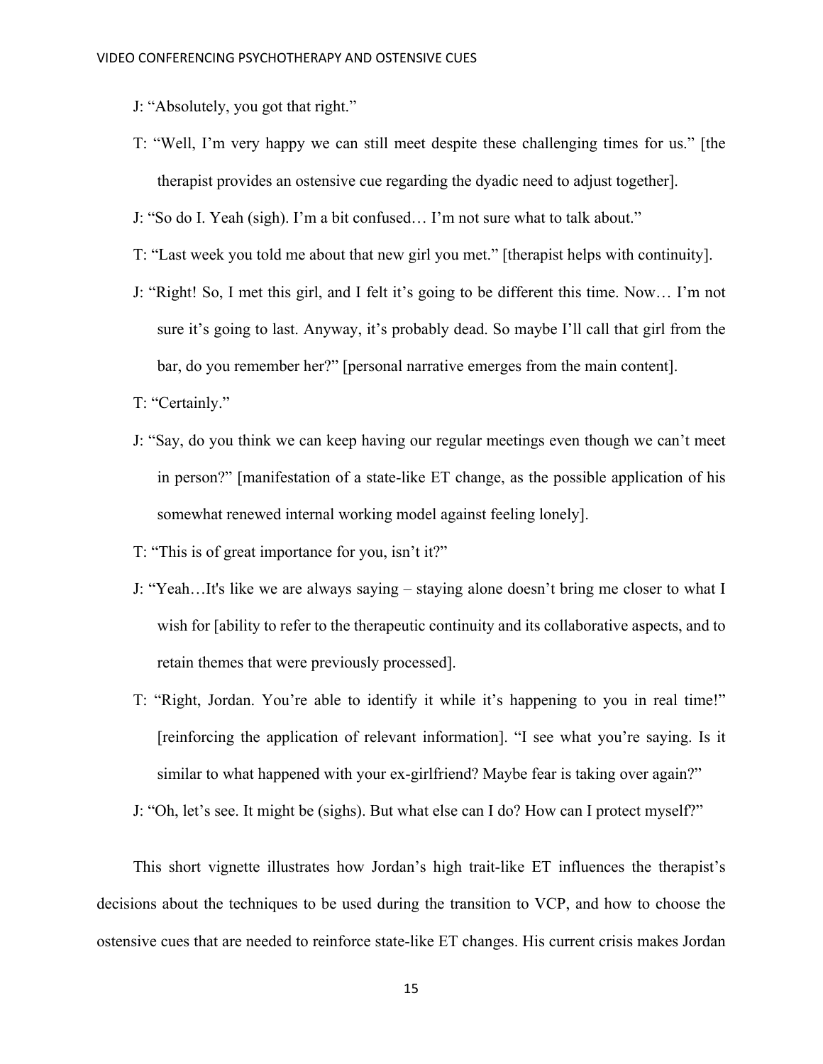J: "Absolutely, you got that right."

T: "Well, I'm very happy we can still meet despite these challenging times for us." [the therapist provides an ostensive cue regarding the dyadic need to adjust together].

J: "So do I. Yeah (sigh). I'm a bit confused… I'm not sure what to talk about."

T: "Last week you told me about that new girl you met." [therapist helps with continuity].

J: "Right! So, I met this girl, and I felt it's going to be different this time. Now… I'm not sure it's going to last. Anyway, it's probably dead. So maybe I'll call that girl from the bar, do you remember her?" [personal narrative emerges from the main content].

T: "Certainly."

J: "Say, do you think we can keep having our regular meetings even though we can't meet in person?" [manifestation of a state-like ET change, as the possible application of his somewhat renewed internal working model against feeling lonely].

T: "This is of great importance for you, isn't it?"

J: "Yeah…It's like we are always saying – staying alone doesn't bring me closer to what I wish for [ability to refer to the therapeutic continuity and its collaborative aspects, and to retain themes that were previously processed].

T: "Right, Jordan. You're able to identify it while it's happening to you in real time!" [reinforcing the application of relevant information]. "I see what you're saying. Is it similar to what happened with your ex-girlfriend? Maybe fear is taking over again?"

J: "Oh, let's see. It might be (sighs). But what else can I do? How can I protect myself?"

This short vignette illustrates how Jordan's high trait-like ET influences the therapist's decisions about the techniques to be used during the transition to VCP, and how to choose the ostensive cues that are needed to reinforce state-like ET changes. His current crisis makes Jordan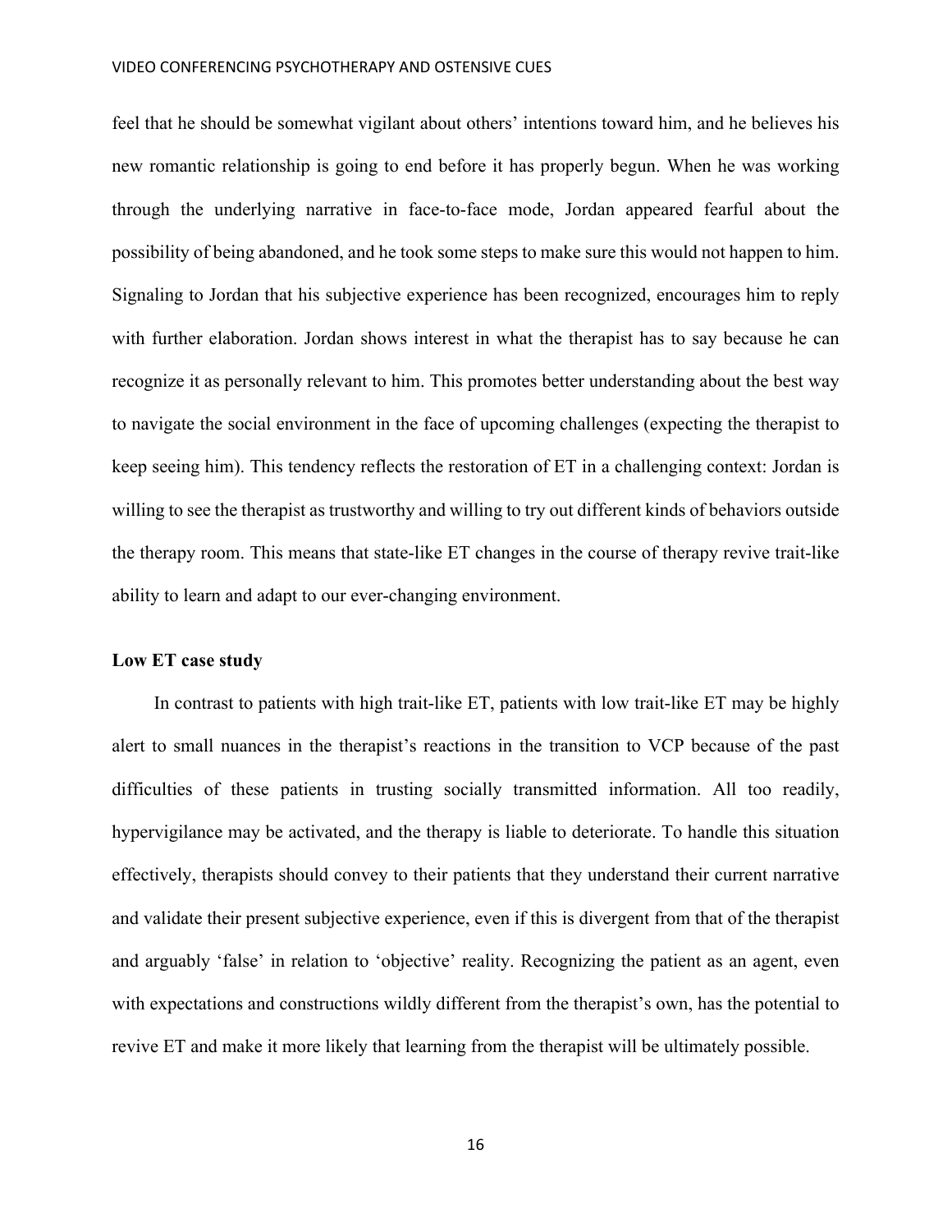feel that he should be somewhat vigilant about others' intentions toward him, and he believes his new romantic relationship is going to end before it has properly begun. When he was working through the underlying narrative in face-to-face mode, Jordan appeared fearful about the possibility of being abandoned, and he took some steps to make sure this would not happen to him. Signaling to Jordan that his subjective experience has been recognized, encourages him to reply with further elaboration. Jordan shows interest in what the therapist has to say because he can recognize it as personally relevant to him. This promotes better understanding about the best way to navigate the social environment in the face of upcoming challenges (expecting the therapist to keep seeing him). This tendency reflects the restoration of ET in a challenging context: Jordan is willing to see the therapist as trustworthy and willing to try out different kinds of behaviors outside the therapy room. This means that state-like ET changes in the course of therapy revive trait-like ability to learn and adapt to our ever-changing environment.

**Low ET case study**

In contrast to patients with high trait-like ET, patients with low trait-like ET may be highly alert to small nuances in the therapist's reactions in the transition to VCP because of the past difficulties of these patients in trusting socially transmitted information. All too readily, hypervigilance may be activated, and the therapy is liable to deteriorate. To handle this situation effectively, therapists should convey to their patients that they understand their current narrative and validate their present subjective experience, even if this is divergent from that of the therapist and arguably 'false' in relation to 'objective' reality. Recognizing the patient as an agent, even with expectations and constructions wildly different from the therapist's own, has the potential to revive ET and make it more likely that learning from the therapist will be ultimately possible.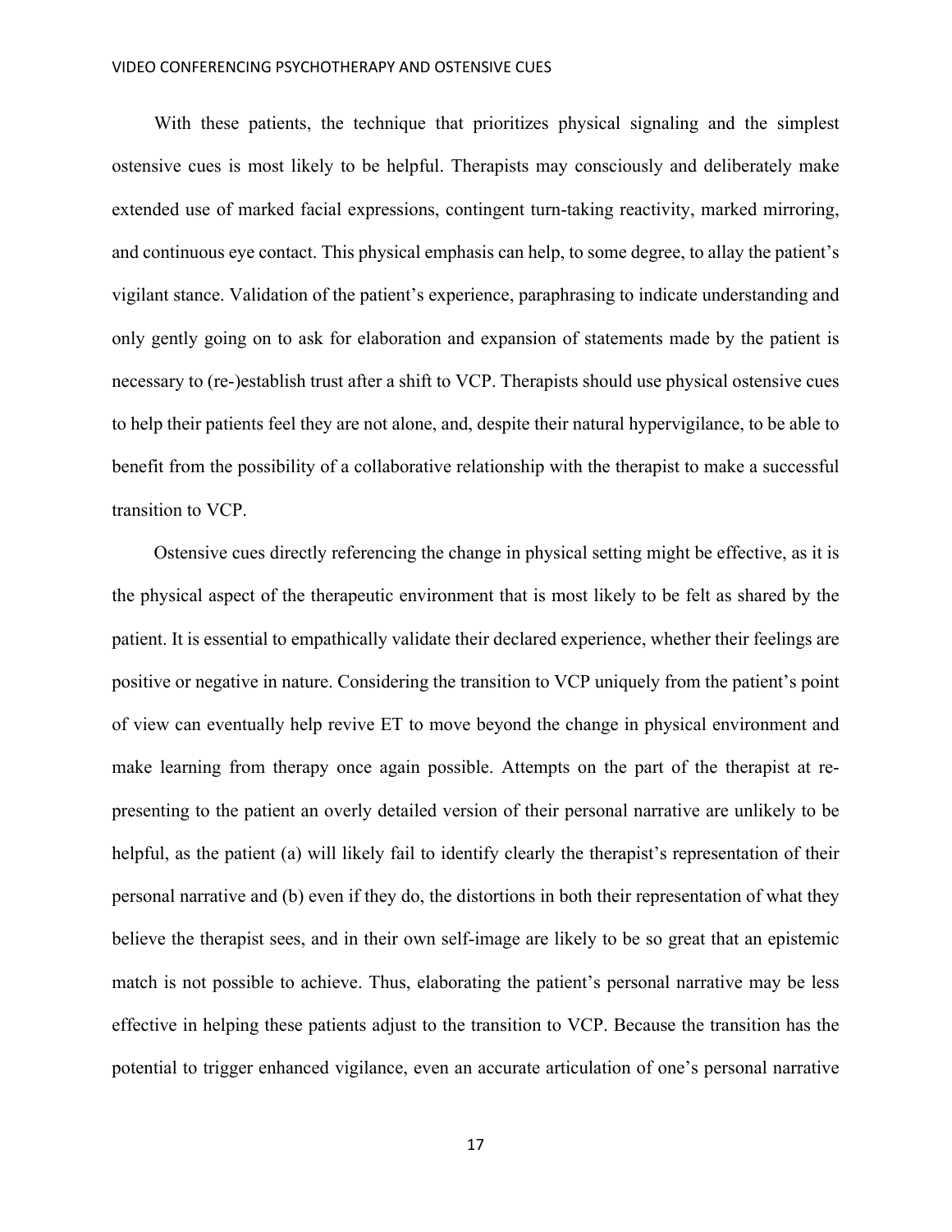With these patients, the technique that prioritizes physical signaling and the simplest ostensive cues is most likely to be helpful. Therapists may consciously and deliberately make extended use of marked facial expressions, contingent turn-taking reactivity, marked mirroring, and continuous eye contact. This physical emphasis can help, to some degree, to allay the patient's vigilant stance. Validation of the patient's experience, paraphrasing to indicate understanding and only gently going on to ask for elaboration and expansion of statements made by the patient is necessary to (re-)establish trust after a shift to VCP. Therapists should use physical ostensive cues to help their patients feel they are not alone, and, despite their natural hypervigilance, to be able to benefit from the possibility of a collaborative relationship with the therapist to make a successful transition to VCP.

Ostensive cues directly referencing the change in physical setting might be effective, as it is the physical aspect of the therapeutic environment that is most likely to be felt as shared by the patient. It is essential to empathically validate their declared experience, whether their feelings are positive or negative in nature. Considering the transition to VCP uniquely from the patient's point of view can eventually help revive ET to move beyond the change in physical environment and make learning from therapy once again possible. Attempts on the part of the therapist at re-presenting to the patient an overly detailed version of their personal narrative are unlikely to be helpful, as the patient (a) will likely fail to identify clearly the therapist's representation of their personal narrative and (b) even if they do, the distortions in both their representation of what they believe the therapist sees, and in their own self-image are likely to be so great that an epistemic match is not possible to achieve. Thus, elaborating the patient's personal narrative may be less effective in helping these patients adjust to the transition to VCP. Because the transition has the potential to trigger enhanced vigilance, even an accurate articulation of one's personal narrative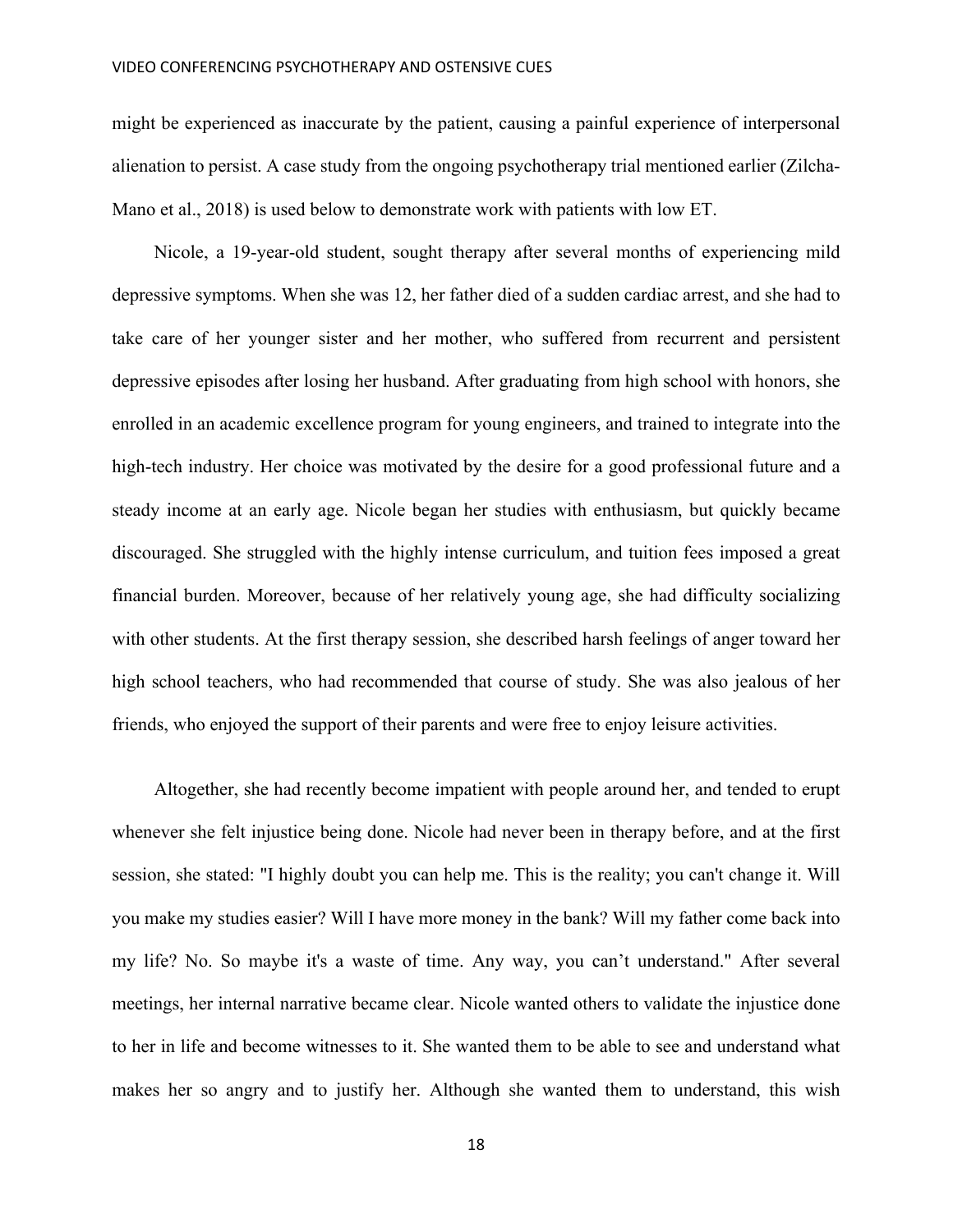might be experienced as inaccurate by the patient, causing a painful experience of interpersonal alienation to persist. A case study from the ongoing psychotherapy trial mentioned earlier (Zilcha-Mano et al., 2018) is used below to demonstrate work with patients with low ET.

Nicole, a 19-year-old student, sought therapy after several months of experiencing mild depressive symptoms. When she was 12, her father died of a sudden cardiac arrest, and she had to take care of her younger sister and her mother, who suffered from recurrent and persistent depressive episodes after losing her husband. After graduating from high school with honors, she enrolled in an academic excellence program for young engineers, and trained to integrate into the high-tech industry. Her choice was motivated by the desire for a good professional future and a steady income at an early age. Nicole began her studies with enthusiasm, but quickly became discouraged. She struggled with the highly intense curriculum, and tuition fees imposed a great financial burden. Moreover, because of her relatively young age, she had difficulty socializing with other students. At the first therapy session, she described harsh feelings of anger toward her high school teachers, who had recommended that course of study. She was also jealous of her friends, who enjoyed the support of their parents and were free to enjoy leisure activities.

Altogether, she had recently become impatient with people around her, and tended to erupt whenever she felt injustice being done. Nicole had never been in therapy before, and at the first session, she stated: "I highly doubt you can help me. This is the reality; you can't change it. Will you make my studies easier? Will I have more money in the bank? Will my father come back into my life? No. So maybe it's a waste of time. Any way, you can't understand." After several meetings, her internal narrative became clear. Nicole wanted others to validate the injustice done to her in life and become witnesses to it. She wanted them to be able to see and understand what makes her so angry and to justify her. Although she wanted them to understand, this wish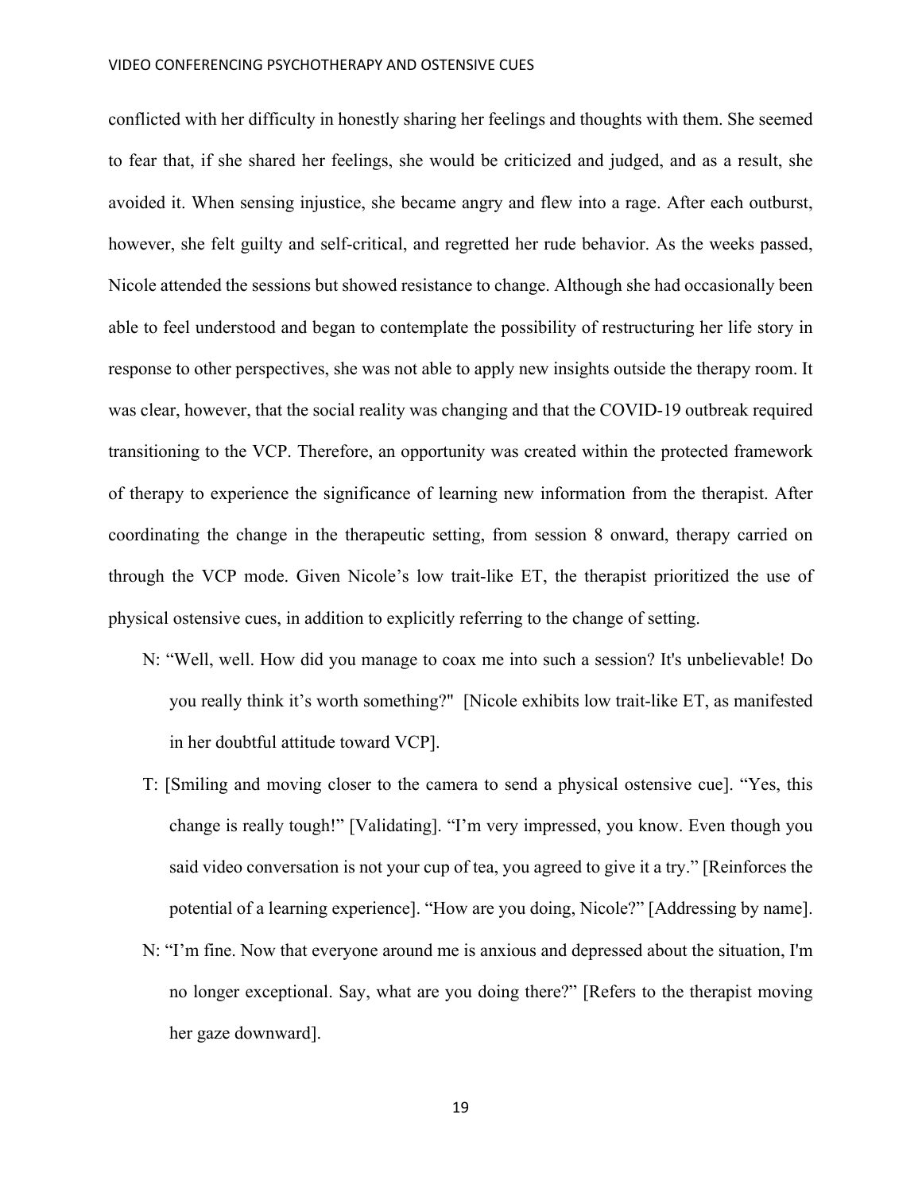conflicted with her difficulty in honestly sharing her feelings and thoughts with them. She seemed to fear that, if she shared her feelings, she would be criticized and judged, and as a result, she avoided it. When sensing injustice, she became angry and flew into a rage. After each outburst, however, she felt guilty and self-critical, and regretted her rude behavior. As the weeks passed, Nicole attended the sessions but showed resistance to change. Although she had occasionally been able to feel understood and began to contemplate the possibility of restructuring her life story in response to other perspectives, she was not able to apply new insights outside the therapy room. It was clear, however, that the social reality was changing and that the COVID-19 outbreak required transitioning to the VCP. Therefore, an opportunity was created within the protected framework of therapy to experience the significance of learning new information from the therapist. After coordinating the change in the therapeutic setting, from session 8 onward, therapy carried on through the VCP mode. Given Nicole's low trait-like ET, the therapist prioritized the use of physical ostensive cues, in addition to explicitly referring to the change of setting.

N: "Well, well. How did you manage to coax me into such a session? It's unbelievable! Do you really think it's worth something?" [Nicole exhibits low trait-like ET, as manifested in her doubtful attitude toward VCP].

T: [Smiling and moving closer to the camera to send a physical ostensive cue]. "Yes, this change is really tough!" [Validating]. "I'm very impressed, you know. Even though you said video conversation is not your cup of tea, you agreed to give it a try." [Reinforces the potential of a learning experience]. "How are you doing, Nicole?" [Addressing by name].

N: "I'm fine. Now that everyone around me is anxious and depressed about the situation, I'm no longer exceptional. Say, what are you doing there?" [Refers to the therapist moving her gaze downward].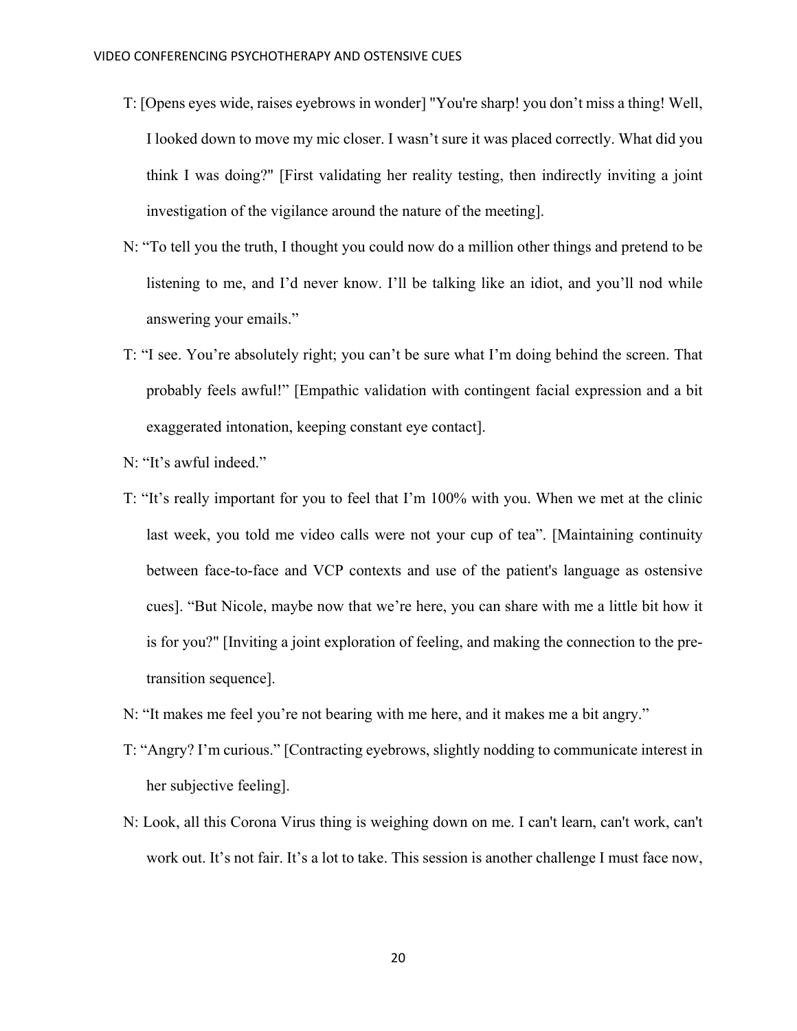T: [Opens eyes wide, raises eyebrows in wonder] "You're sharp! you don't miss a thing! Well, I looked down to move my mic closer. I wasn't sure it was placed correctly. What did you think I was doing?" [First validating her reality testing, then indirectly inviting a joint investigation of the vigilance around the nature of the meeting].

N: "To tell you the truth, I thought you could now do a million other things and pretend to be listening to me, and I'd never know. I'll be talking like an idiot, and you'll nod while answering your emails."

T: "I see. You're absolutely right; you can't be sure what I'm doing behind the screen. That probably feels awful!" [Empathic validation with contingent facial expression and a bit exaggerated intonation, keeping constant eye contact].

N: "It's awful indeed."

T: "It's really important for you to feel that I'm 100% with you. When we met at the clinic last week, you told me video calls were not your cup of tea". [Maintaining continuity between face-to-face and VCP contexts and use of the patient's language as ostensive cues]. "But Nicole, maybe now that we're here, you can share with me a little bit how it is for you?" [Inviting a joint exploration of feeling, and making the connection to the pre-transition sequence].

N: "It makes me feel you're not bearing with me here, and it makes me a bit angry."

T: "Angry? I'm curious." [Contracting eyebrows, slightly nodding to communicate interest in her subjective feeling].

N: Look, all this Corona Virus thing is weighing down on me. I can't learn, can't work, can't work out. It's not fair. It's a lot to take. This session is another challenge I must face now,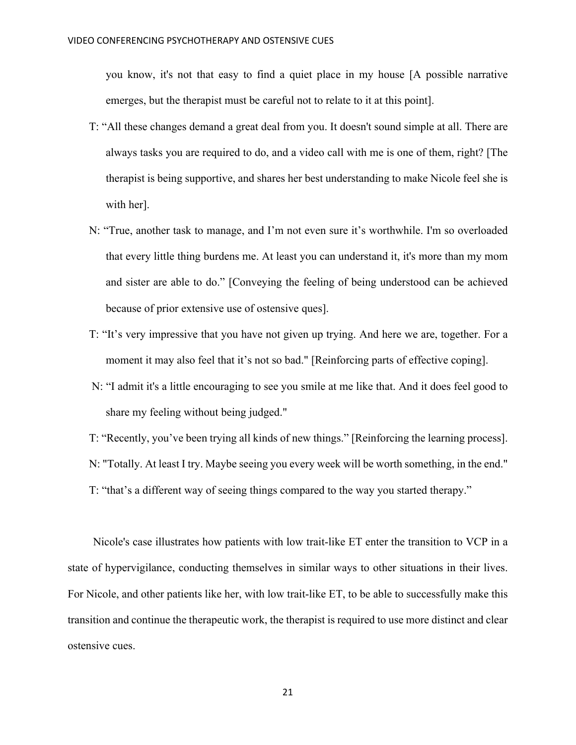you know, it's not that easy to find a quiet place in my house [A possible narrative emerges, but the therapist must be careful not to relate to it at this point].

T: “All these changes demand a great deal from you. It doesn't sound simple at all. There are always tasks you are required to do, and a video call with me is one of them, right? [The therapist is being supportive, and shares her best understanding to make Nicole feel she is with her].

N: “True, another task to manage, and I’m not even sure it’s worthwhile. I'm so overloaded that every little thing burdens me. At least you can understand it, it's more than my mom and sister are able to do.” [Conveying the feeling of being understood can be achieved because of prior extensive use of ostensive ques].

T: “It’s very impressive that you have not given up trying. And here we are, together. For a moment it may also feel that it’s not so bad." [Reinforcing parts of effective coping].

N: “I admit it's a little encouraging to see you smile at me like that. And it does feel good to share my feeling without being judged."

T: “Recently, you’ve been trying all kinds of new things.” [Reinforcing the learning process].

N: "Totally. At least I try. Maybe seeing you every week will be worth something, in the end."

T: “that’s a different way of seeing things compared to the way you started therapy.”

Nicole's case illustrates how patients with low trait-like ET enter the transition to VCP in a state of hypervigilance, conducting themselves in similar ways to other situations in their lives. For Nicole, and other patients like her, with low trait-like ET, to be able to successfully make this transition and continue the therapeutic work, the therapist is required to use more distinct and clear ostensive cues.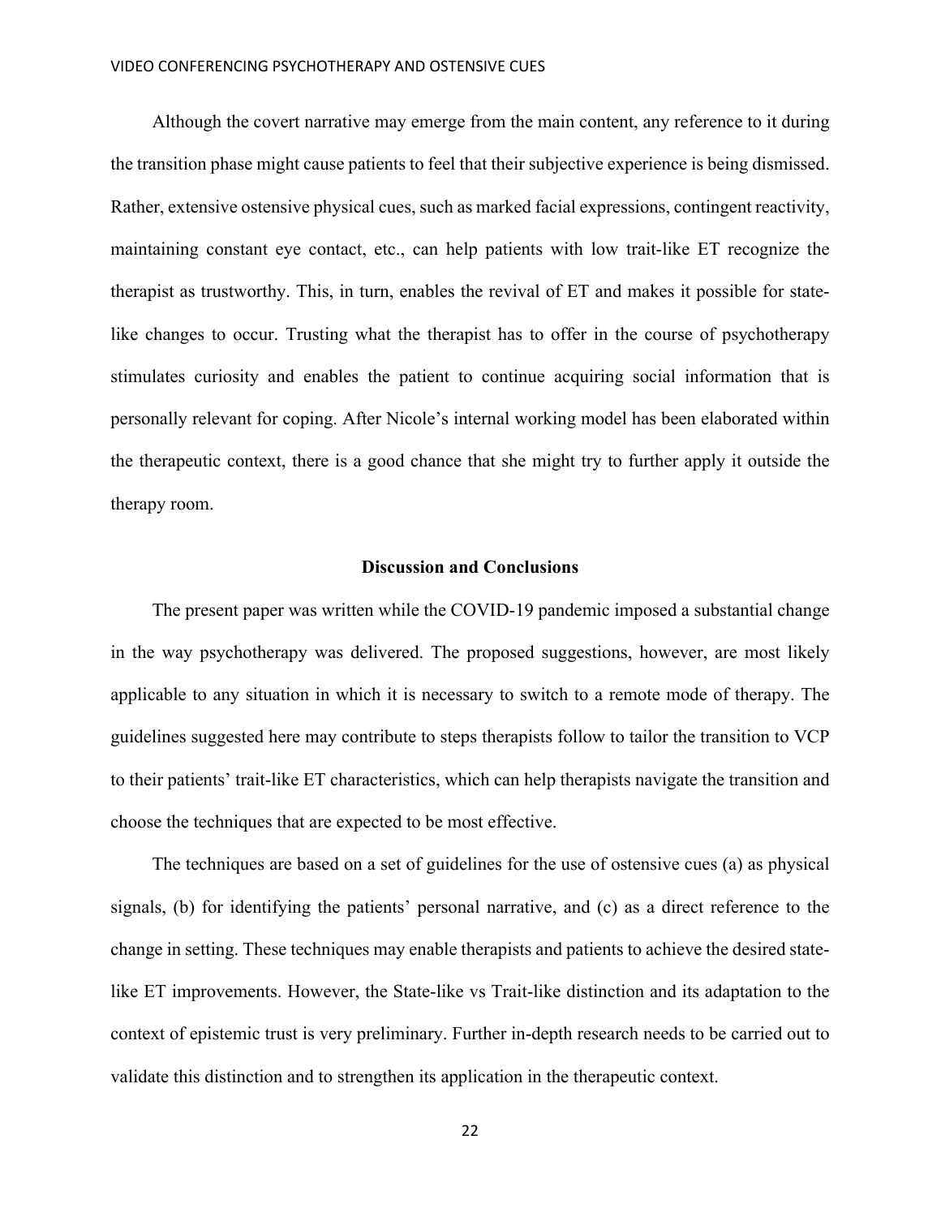Although the covert narrative may emerge from the main content, any reference to it during the transition phase might cause patients to feel that their subjective experience is being dismissed. Rather, extensive ostensive physical cues, such as marked facial expressions, contingent reactivity, maintaining constant eye contact, etc., can help patients with low trait-like ET recognize the therapist as trustworthy. This, in turn, enables the revival of ET and makes it possible for state-like changes to occur. Trusting what the therapist has to offer in the course of psychotherapy stimulates curiosity and enables the patient to continue acquiring social information that is personally relevant for coping. After Nicole's internal working model has been elaborated within the therapeutic context, there is a good chance that she might try to further apply it outside the therapy room.

## Discussion and Conclusions

The present paper was written while the COVID-19 pandemic imposed a substantial change in the way psychotherapy was delivered. The proposed suggestions, however, are most likely applicable to any situation in which it is necessary to switch to a remote mode of therapy. The guidelines suggested here may contribute to steps therapists follow to tailor the transition to VCP to their patients' trait-like ET characteristics, which can help therapists navigate the transition and choose the techniques that are expected to be most effective.

The techniques are based on a set of guidelines for the use of ostensive cues (a) as physical signals, (b) for identifying the patients' personal narrative, and (c) as a direct reference to the change in setting. These techniques may enable therapists and patients to achieve the desired state-like ET improvements. However, the State-like vs Trait-like distinction and its adaptation to the context of epistemic trust is very preliminary. Further in-depth research needs to be carried out to validate this distinction and to strengthen its application in the therapeutic context.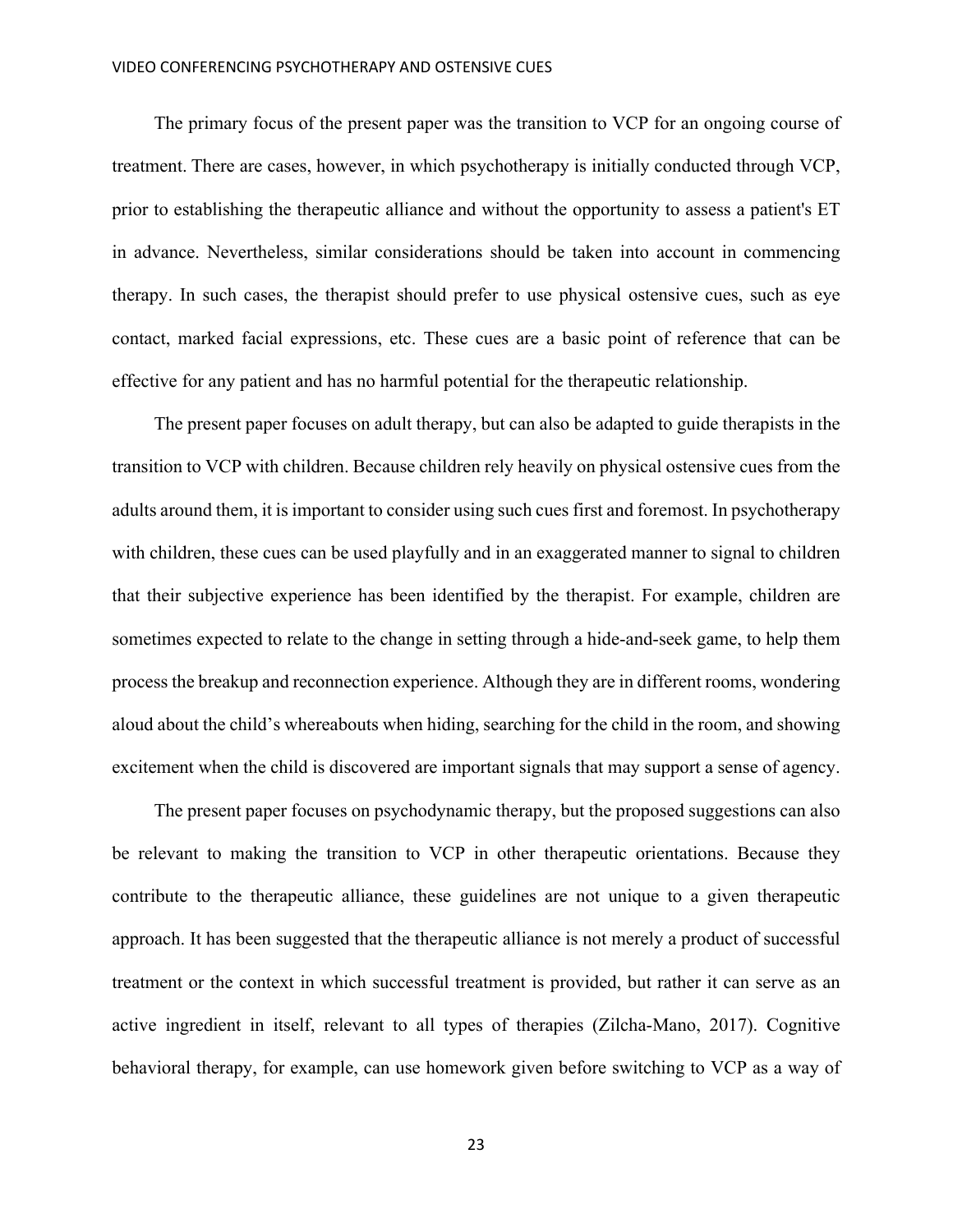The primary focus of the present paper was the transition to VCP for an ongoing course of treatment. There are cases, however, in which psychotherapy is initially conducted through VCP, prior to establishing the therapeutic alliance and without the opportunity to assess a patient's ET in advance. Nevertheless, similar considerations should be taken into account in commencing therapy. In such cases, the therapist should prefer to use physical ostensive cues, such as eye contact, marked facial expressions, etc. These cues are a basic point of reference that can be effective for any patient and has no harmful potential for the therapeutic relationship.

The present paper focuses on adult therapy, but can also be adapted to guide therapists in the transition to VCP with children. Because children rely heavily on physical ostensive cues from the adults around them, it is important to consider using such cues first and foremost. In psychotherapy with children, these cues can be used playfully and in an exaggerated manner to signal to children that their subjective experience has been identified by the therapist. For example, children are sometimes expected to relate to the change in setting through a hide-and-seek game, to help them process the breakup and reconnection experience. Although they are in different rooms, wondering aloud about the child's whereabouts when hiding, searching for the child in the room, and showing excitement when the child is discovered are important signals that may support a sense of agency.

The present paper focuses on psychodynamic therapy, but the proposed suggestions can also be relevant to making the transition to VCP in other therapeutic orientations. Because they contribute to the therapeutic alliance, these guidelines are not unique to a given therapeutic approach. It has been suggested that the therapeutic alliance is not merely a product of successful treatment or the context in which successful treatment is provided, but rather it can serve as an active ingredient in itself, relevant to all types of therapies (Zilcha-Mano, 2017). Cognitive behavioral therapy, for example, can use homework given before switching to VCP as a way of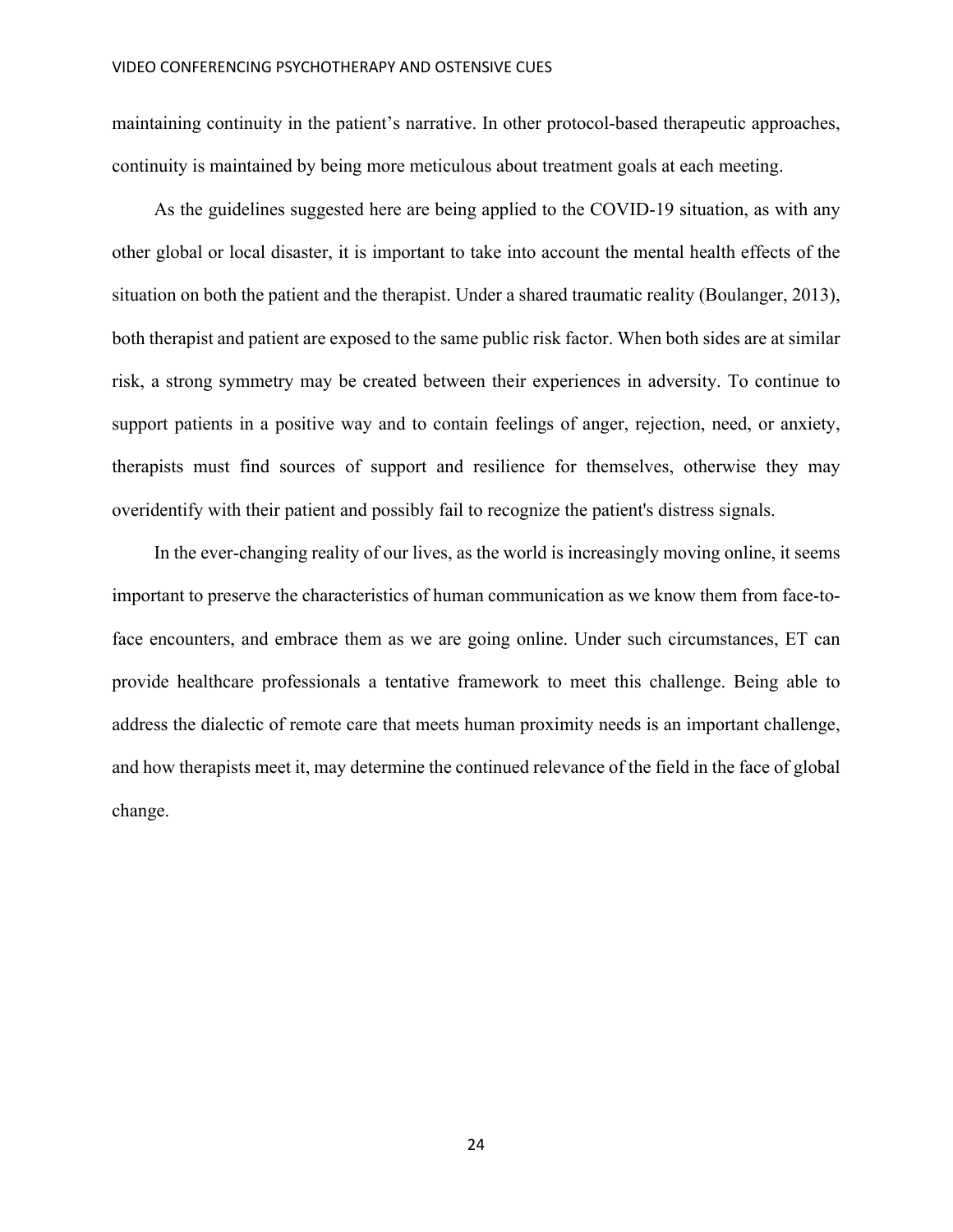maintaining continuity in the patient's narrative. In other protocol-based therapeutic approaches, continuity is maintained by being more meticulous about treatment goals at each meeting.

As the guidelines suggested here are being applied to the COVID-19 situation, as with any other global or local disaster, it is important to take into account the mental health effects of the situation on both the patient and the therapist. Under a shared traumatic reality (Boulanger, 2013), both therapist and patient are exposed to the same public risk factor. When both sides are at similar risk, a strong symmetry may be created between their experiences in adversity. To continue to support patients in a positive way and to contain feelings of anger, rejection, need, or anxiety, therapists must find sources of support and resilience for themselves, otherwise they may overidentify with their patient and possibly fail to recognize the patient's distress signals.

In the ever-changing reality of our lives, as the world is increasingly moving online, it seems important to preserve the characteristics of human communication as we know them from face-to-face encounters, and embrace them as we are going online. Under such circumstances, ET can provide healthcare professionals a tentative framework to meet this challenge. Being able to address the dialectic of remote care that meets human proximity needs is an important challenge, and how therapists meet it, may determine the continued relevance of the field in the face of global change.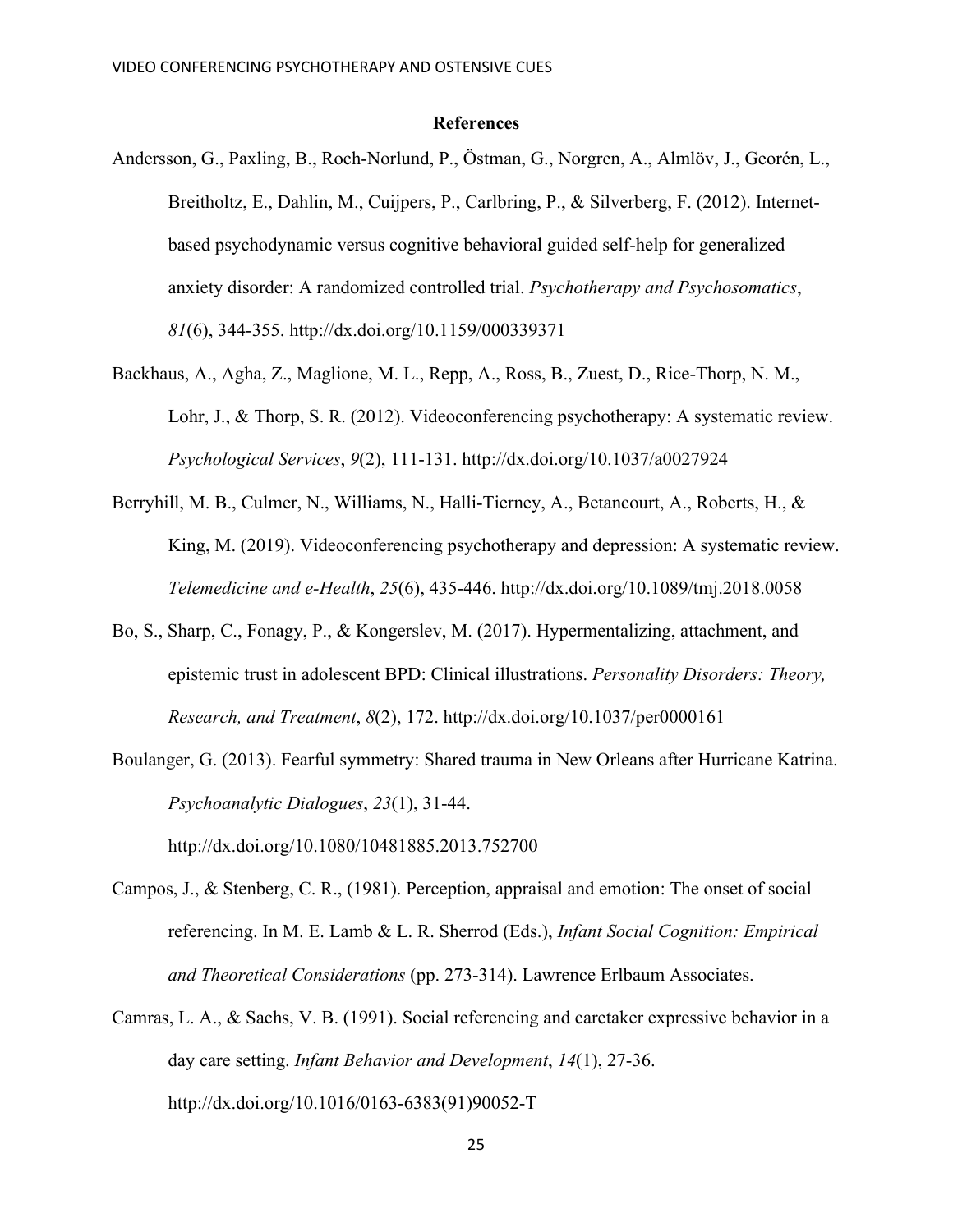## References

Andersson, G., Paxling, B., Roch-Norlund, P., Östman, G., Norgren, A., Almlöv, J., Georén, L., Breitholtz, E., Dahlin, M., Cuijpers, P., Carlbring, P., & Silverberg, F. (2012). Internet-based psychodynamic versus cognitive behavioral guided self-help for generalized anxiety disorder: A randomized controlled trial. *Psychotherapy and Psychosomatics*, *81*(6), 344-355. http://dx.doi.org/10.1159/000339371

Backhaus, A., Agha, Z., Maglione, M. L., Repp, A., Ross, B., Zuest, D., Rice-Thorp, N. M., Lohr, J., & Thorp, S. R. (2012). Videoconferencing psychotherapy: A systematic review. *Psychological Services*, *9*(2), 111-131. http://dx.doi.org/10.1037/a0027924

Berryhill, M. B., Culmer, N., Williams, N., Halli-Tierney, A., Betancourt, A., Roberts, H., & King, M. (2019). Videoconferencing psychotherapy and depression: A systematic review. *Telemedicine and e-Health*, *25*(6), 435-446. http://dx.doi.org/10.1089/tmj.2018.0058

Bo, S., Sharp, C., Fonagy, P., & Kongerslev, M. (2017). Hypermentalizing, attachment, and epistemic trust in adolescent BPD: Clinical illustrations. *Personality Disorders: Theory, Research, and Treatment*, *8*(2), 172. http://dx.doi.org/10.1037/per0000161

Boulanger, G. (2013). Fearful symmetry: Shared trauma in New Orleans after Hurricane Katrina. *Psychoanalytic Dialogues*, *23*(1), 31-44. http://dx.doi.org/10.1080/10481885.2013.752700

Campos, J., & Stenberg, C. R., (1981). Perception, appraisal and emotion: The onset of social referencing. In M. E. Lamb & L. R. Sherrod (Eds.), *Infant Social Cognition: Empirical and Theoretical Considerations* (pp. 273-314). Lawrence Erlbaum Associates.

Camras, L. A., & Sachs, V. B. (1991). Social referencing and caretaker expressive behavior in a day care setting. *Infant Behavior and Development*, *14*(1), 27-36. http://dx.doi.org/10.1016/0163-6383(91)90052-T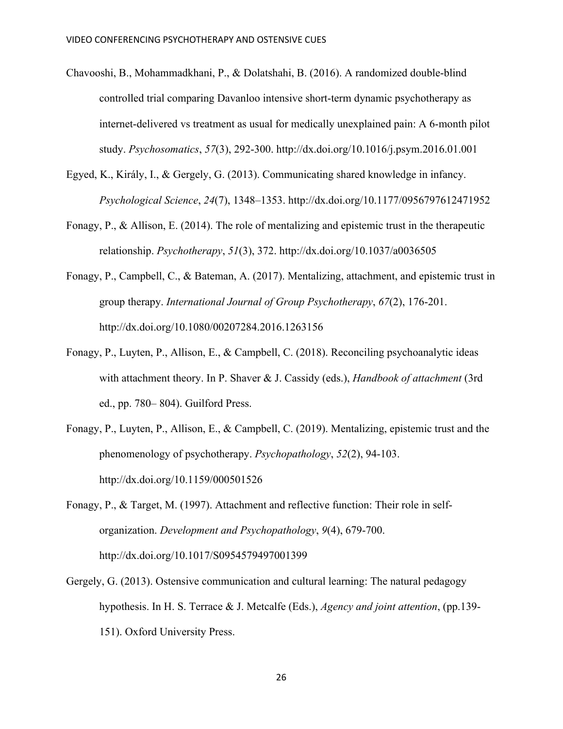Chavooshi, B., Mohammadkhani, P., & Dolatshahi, B. (2016). A randomized double-blind controlled trial comparing Davanloo intensive short-term dynamic psychotherapy as internet-delivered vs treatment as usual for medically unexplained pain: A 6-month pilot study. *Psychosomatics*, *57*(3), 292-300. http://dx.doi.org/10.1016/j.psym.2016.01.001

Egyed, K., Király, I., & Gergely, G. (2013). Communicating shared knowledge in infancy. *Psychological Science*, *24*(7), 1348–1353. http://dx.doi.org/10.1177/0956797612471952

Fonagy, P., & Allison, E. (2014). The role of mentalizing and epistemic trust in the therapeutic relationship. *Psychotherapy*, *51*(3), 372. http://dx.doi.org/10.1037/a0036505

Fonagy, P., Campbell, C., & Bateman, A. (2017). Mentalizing, attachment, and epistemic trust in group therapy. *International Journal of Group Psychotherapy*, *67*(2), 176-201. http://dx.doi.org/10.1080/00207284.2016.1263156

Fonagy, P., Luyten, P., Allison, E., & Campbell, C. (2018). Reconciling psychoanalytic ideas with attachment theory. In P. Shaver & J. Cassidy (eds.), *Handbook of attachment* (3rd ed., pp. 780– 804). Guilford Press.

Fonagy, P., Luyten, P., Allison, E., & Campbell, C. (2019). Mentalizing, epistemic trust and the phenomenology of psychotherapy. *Psychopathology*, *52*(2), 94-103. http://dx.doi.org/10.1159/000501526

Fonagy, P., & Target, M. (1997). Attachment and reflective function: Their role in self-organization. *Development and Psychopathology*, *9*(4), 679-700. http://dx.doi.org/10.1017/S0954579497001399

Gergely, G. (2013). Ostensive communication and cultural learning: The natural pedagogy hypothesis. In H. S. Terrace & J. Metcalfe (Eds.), *Agency and joint attention*, (pp.139-151). Oxford University Press.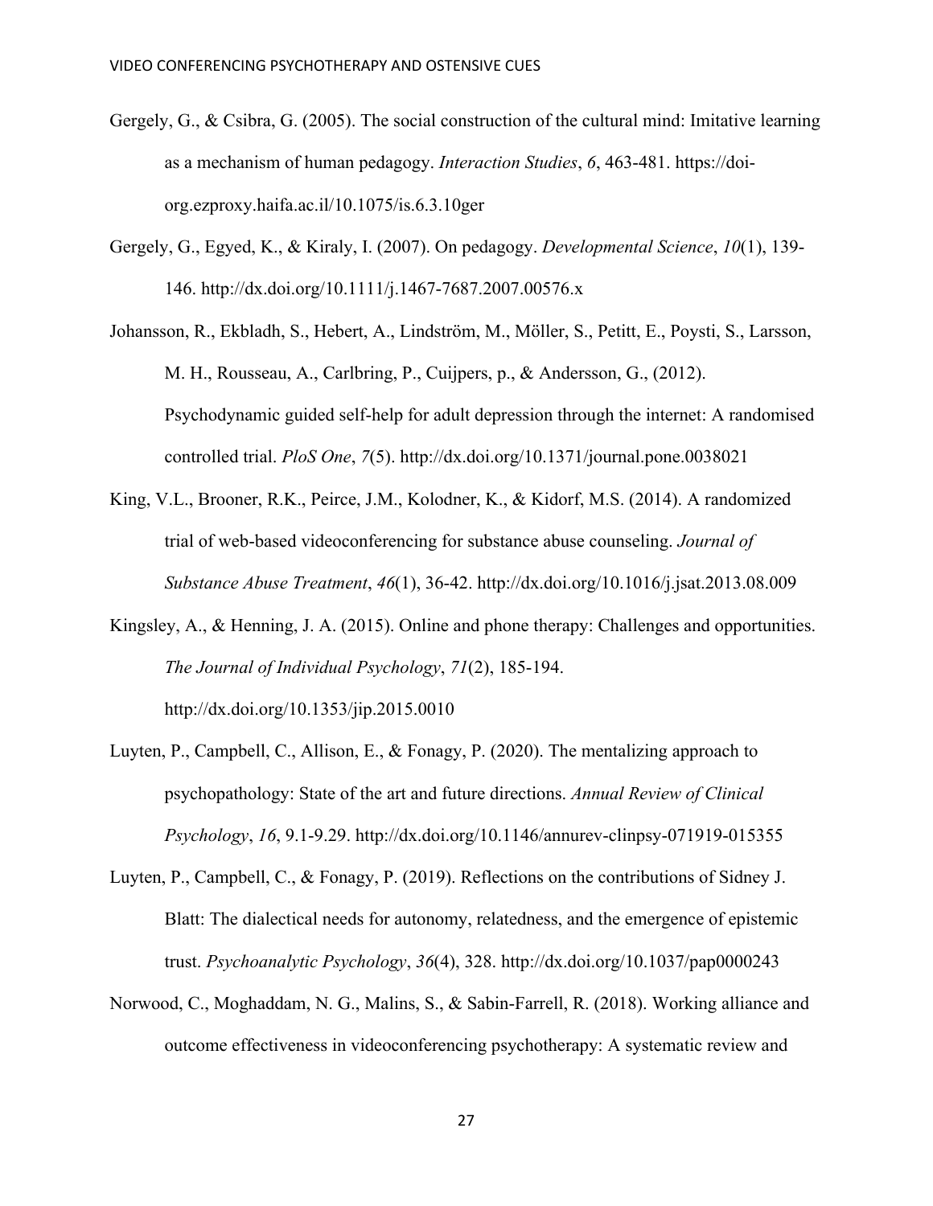Gergely, G., & Csibra, G. (2005). The social construction of the cultural mind: Imitative learning as a mechanism of human pedagogy. *Interaction Studies*, *6*, 463-481. https://doi-org.ezproxy.haifa.ac.il/10.1075/is.6.3.10ger

Gergely, G., Egyed, K., & Kiraly, I. (2007). On pedagogy. *Developmental Science*, *10*(1), 139-146. http://dx.doi.org/10.1111/j.1467-7687.2007.00576.x

Johansson, R., Ekbladh, S., Hebert, A., Lindström, M., Möller, S., Petitt, E., Poysti, S., Larsson, M. H., Rousseau, A., Carlbring, P., Cuijpers, p., & Andersson, G., (2012). Psychodynamic guided self-help for adult depression through the internet: A randomised controlled trial. *PloS One*, *7*(5). http://dx.doi.org/10.1371/journal.pone.0038021

King, V.L., Brooner, R.K., Peirce, J.M., Kolodner, K., & Kidorf, M.S. (2014). A randomized trial of web-based videoconferencing for substance abuse counseling. *Journal of Substance Abuse Treatment*, *46*(1), 36-42. http://dx.doi.org/10.1016/j.jsat.2013.08.009

Kingsley, A., & Henning, J. A. (2015). Online and phone therapy: Challenges and opportunities. *The Journal of Individual Psychology*, *71*(2), 185-194. http://dx.doi.org/10.1353/jip.2015.0010

Luyten, P., Campbell, C., Allison, E., & Fonagy, P. (2020). The mentalizing approach to psychopathology: State of the art and future directions. *Annual Review of Clinical Psychology*, *16*, 9.1-9.29. http://dx.doi.org/10.1146/annurev-clinpsy-071919-015355

Luyten, P., Campbell, C., & Fonagy, P. (2019). Reflections on the contributions of Sidney J. Blatt: The dialectical needs for autonomy, relatedness, and the emergence of epistemic trust. *Psychoanalytic Psychology*, *36*(4), 328. http://dx.doi.org/10.1037/pap0000243

Norwood, C., Moghaddam, N. G., Malins, S., & Sabin-Farrell, R. (2018). Working alliance and outcome effectiveness in videoconferencing psychotherapy: A systematic review and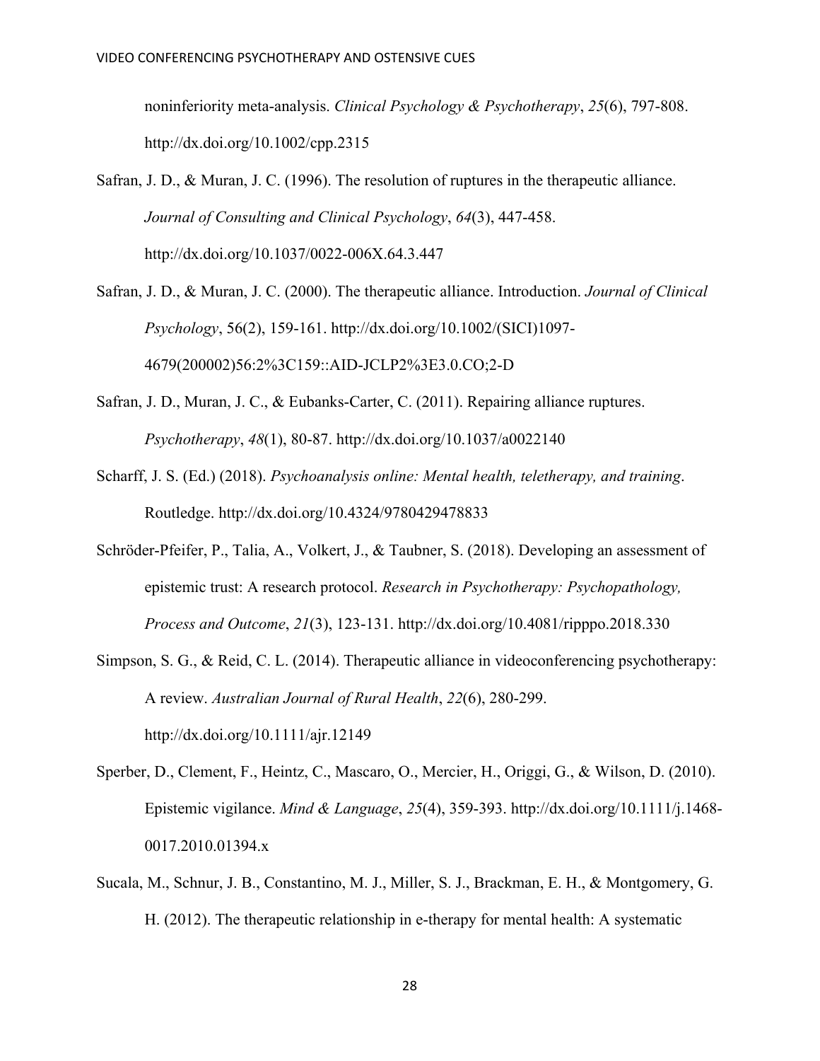noninferiority meta-analysis. *Clinical Psychology & Psychotherapy*, *25*(6), 797-808. http://dx.doi.org/10.1002/cpp.2315

Safran, J. D., & Muran, J. C. (1996). The resolution of ruptures in the therapeutic alliance. *Journal of Consulting and Clinical Psychology*, *64*(3), 447-458. http://dx.doi.org/10.1037/0022-006X.64.3.447

Safran, J. D., & Muran, J. C. (2000). The therapeutic alliance. Introduction. *Journal of Clinical Psychology*, 56(2), 159-161. http://dx.doi.org/10.1002/(SICI)1097-4679(200002)56:2%3C159::AID-JCLP2%3E3.0.CO;2-D

Safran, J. D., Muran, J. C., & Eubanks-Carter, C. (2011). Repairing alliance ruptures. *Psychotherapy*, *48*(1), 80-87. http://dx.doi.org/10.1037/a0022140

Scharff, J. S. (Ed.) (2018). *Psychoanalysis online: Mental health, teletherapy, and training*. Routledge. http://dx.doi.org/10.4324/9780429478833

Schröder-Pfeifer, P., Talia, A., Volkert, J., & Taubner, S. (2018). Developing an assessment of epistemic trust: A research protocol. *Research in Psychotherapy: Psychopathology, Process and Outcome*, *21*(3), 123-131. http://dx.doi.org/10.4081/ripppo.2018.330

Simpson, S. G., & Reid, C. L. (2014). Therapeutic alliance in videoconferencing psychotherapy: A review. *Australian Journal of Rural Health*, *22*(6), 280-299. http://dx.doi.org/10.1111/ajr.12149

Sperber, D., Clement, F., Heintz, C., Mascaro, O., Mercier, H., Origgi, G., & Wilson, D. (2010). Epistemic vigilance. *Mind & Language*, *25*(4), 359-393. http://dx.doi.org/10.1111/j.1468-0017.2010.01394.x

Sucala, M., Schnur, J. B., Constantino, M. J., Miller, S. J., Brackman, E. H., & Montgomery, G. H. (2012). The therapeutic relationship in e-therapy for mental health: A systematic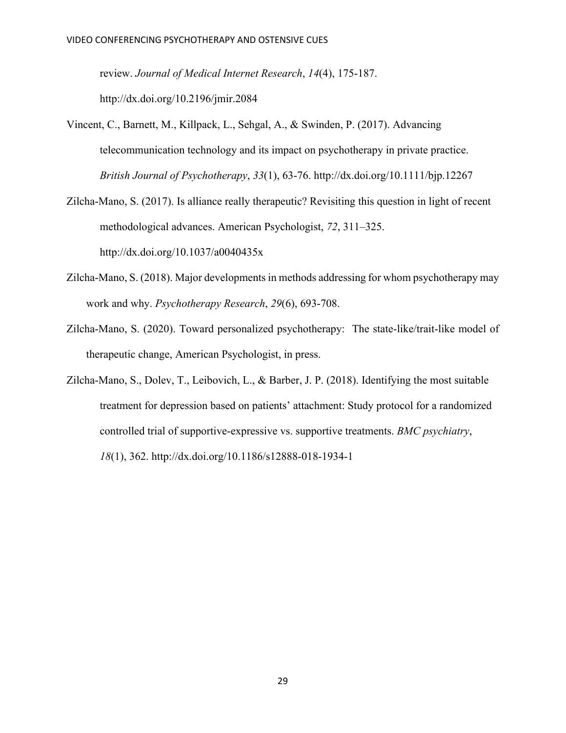review. *Journal of Medical Internet Research*, *14*(4), 175-187. http://dx.doi.org/10.2196/jmir.2084

Vincent, C., Barnett, M., Killpack, L., Sehgal, A., & Swinden, P. (2017). Advancing telecommunication technology and its impact on psychotherapy in private practice. *British Journal of Psychotherapy*, *33*(1), 63-76. http://dx.doi.org/10.1111/bjp.12267

Zilcha-Mano, S. (2017). Is alliance really therapeutic? Revisiting this question in light of recent methodological advances. American Psychologist, *72*, 311–325. http://dx.doi.org/10.1037/a0040435x

Zilcha-Mano, S. (2018). Major developments in methods addressing for whom psychotherapy may work and why. *Psychotherapy Research*, *29*(6), 693-708.

Zilcha-Mano, S. (2020). Toward personalized psychotherapy: The state-like/trait-like model of therapeutic change, American Psychologist, in press.

Zilcha-Mano, S., Dolev, T., Leibovich, L., & Barber, J. P. (2018). Identifying the most suitable treatment for depression based on patients' attachment: Study protocol for a randomized controlled trial of supportive-expressive vs. supportive treatments. *BMC psychiatry*, *18*(1), 362. http://dx.doi.org/10.1186/s12888-018-1934-1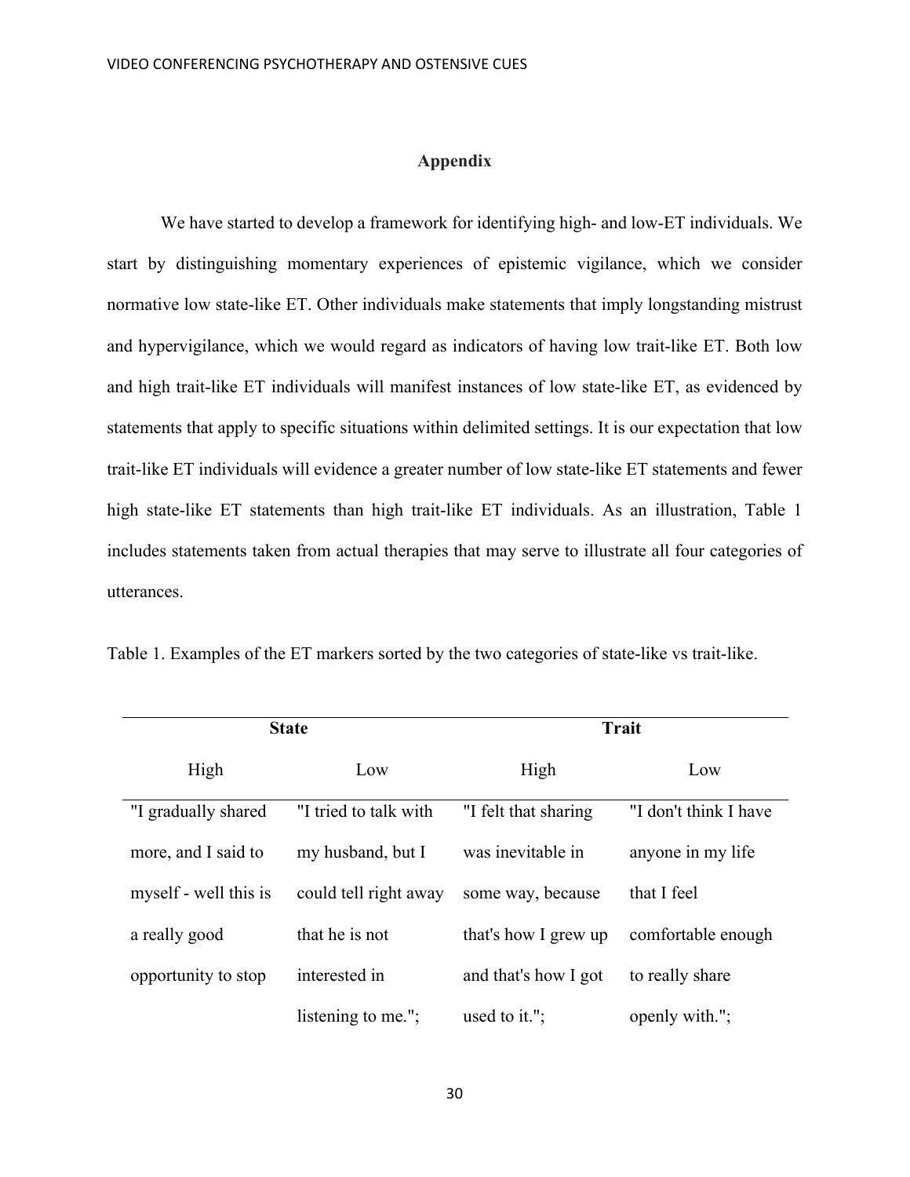# Appendix

We have started to develop a framework for identifying high- and low-ET individuals. We start by distinguishing momentary experiences of epistemic vigilance, which we consider normative low state-like ET. Other individuals make statements that imply longstanding mistrust and hypervigilance, which we would regard as indicators of having low trait-like ET. Both low and high trait-like ET individuals will manifest instances of low state-like ET, as evidenced by statements that apply to specific situations within delimited settings. It is our expectation that low trait-like ET individuals will evidence a greater number of low state-like ET statements and fewer high state-like ET statements than high trait-like ET individuals. As an illustration, Table 1 includes statements taken from actual therapies that may serve to illustrate all four categories of utterances.

Table 1. Examples of the ET markers sorted by the two categories of state-like vs trait-like.

| **State** | | **Trait** | |
|---|---|---|---|
| High | Low | High | Low |
| "I gradually shared more, and I said to myself - well this is a really good opportunity to stop | "I tried to talk with my husband, but I could tell right away that he is not interested in listening to me."; | "I felt that sharing was inevitable in some way, because that's how I grew up and that's how I got used to it."; | "I don't think I have anyone in my life that I feel comfortable enough to really share openly with."; |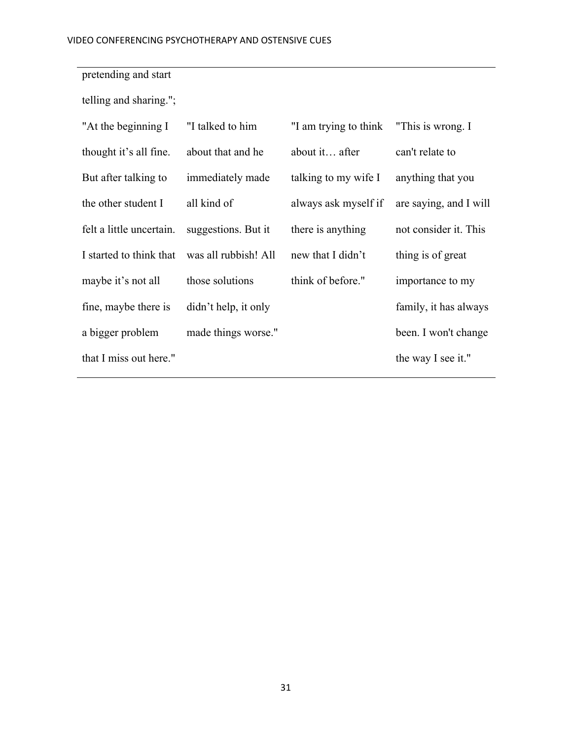| | | | |
|---|---|---|---|
| pretending and start telling and sharing."; | | | |
| "At the beginning I thought it's all fine. But after talking to the other student I felt a little uncertain. I started to think that maybe it's not all fine, maybe there is a bigger problem that I miss out here." | "I talked to him about that and he immediately made all kind of suggestions. But it was all rubbish! All those solutions didn't help, it only made things worse." | "I am trying to think about it… after talking to my wife I always ask myself if there is anything new that I didn't think of before." | "This is wrong. I can't relate to anything that you are saying, and I will not consider it. This thing is of great importance to my family, it has always been. I won't change the way I see it." |